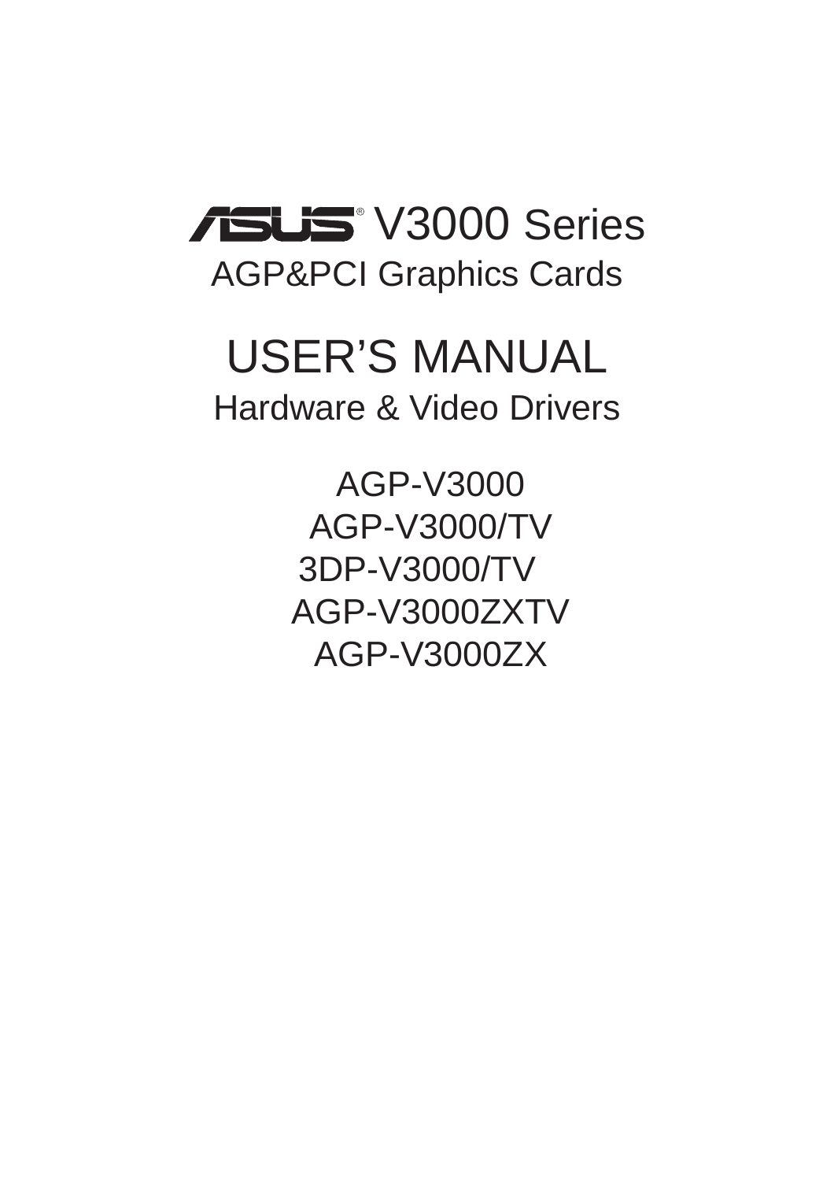# ASUS® V3000 Series

## AGP&PCI Graphics Cards

# USER'S MANUAL

## Hardware & Video Drivers

AGP-V3000

AGP-V3000/TV

3DP-V3000/TV

AGP-V3000ZXTV

AGP-V3000ZX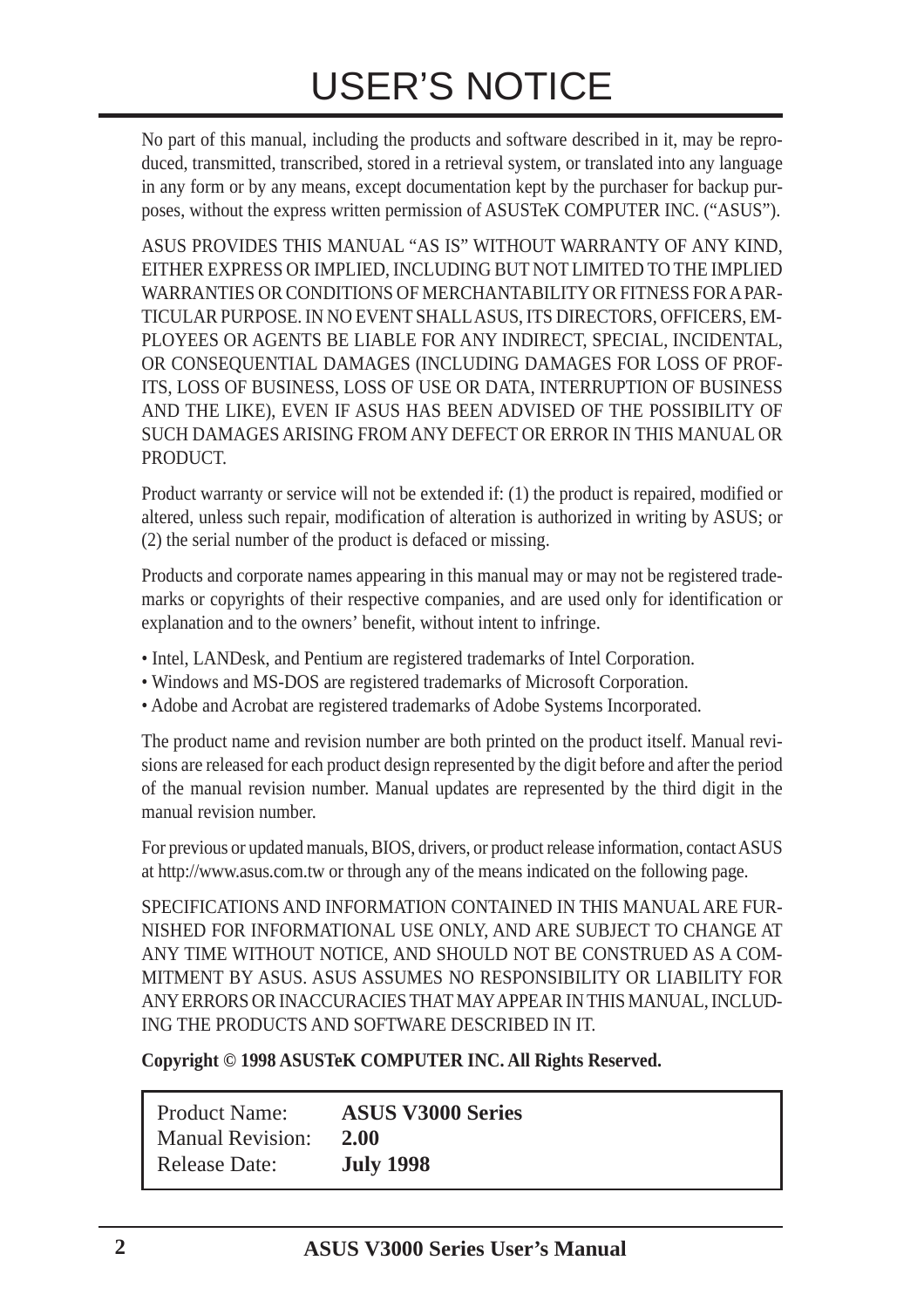# USER'S NOTICE

No part of this manual, including the products and software described in it, may be reproduced, transmitted, transcribed, stored in a retrieval system, or translated into any language in any form or by any means, except documentation kept by the purchaser for backup purposes, without the express written permission of ASUSTeK COMPUTER INC. ("ASUS").

ASUS PROVIDES THIS MANUAL "AS IS" WITHOUT WARRANTY OF ANY KIND, EITHER EXPRESS OR IMPLIED, INCLUDING BUT NOT LIMITED TO THE IMPLIED WARRANTIES OR CONDITIONS OF MERCHANTABILITY OR FITNESS FOR A PARTICULAR PURPOSE. IN NO EVENT SHALL ASUS, ITS DIRECTORS, OFFICERS, EMPLOYEES OR AGENTS BE LIABLE FOR ANY INDIRECT, SPECIAL, INCIDENTAL, OR CONSEQUENTIAL DAMAGES (INCLUDING DAMAGES FOR LOSS OF PROFITS, LOSS OF BUSINESS, LOSS OF USE OR DATA, INTERRUPTION OF BUSINESS AND THE LIKE), EVEN IF ASUS HAS BEEN ADVISED OF THE POSSIBILITY OF SUCH DAMAGES ARISING FROM ANY DEFECT OR ERROR IN THIS MANUAL OR PRODUCT.

Product warranty or service will not be extended if: (1) the product is repaired, modified or altered, unless such repair, modification of alteration is authorized in writing by ASUS; or (2) the serial number of the product is defaced or missing.

Products and corporate names appearing in this manual may or may not be registered trademarks or copyrights of their respective companies, and are used only for identification or explanation and to the owners' benefit, without intent to infringe.

- Intel, LANDesk, and Pentium are registered trademarks of Intel Corporation.
- Windows and MS-DOS are registered trademarks of Microsoft Corporation.
- Adobe and Acrobat are registered trademarks of Adobe Systems Incorporated.

The product name and revision number are both printed on the product itself. Manual revisions are released for each product design represented by the digit before and after the period of the manual revision number. Manual updates are represented by the third digit in the manual revision number.

For previous or updated manuals, BIOS, drivers, or product release information, contact ASUS at http://www.asus.com.tw or through any of the means indicated on the following page.

SPECIFICATIONS AND INFORMATION CONTAINED IN THIS MANUAL ARE FURNISHED FOR INFORMATIONAL USE ONLY, AND ARE SUBJECT TO CHANGE AT ANY TIME WITHOUT NOTICE, AND SHOULD NOT BE CONSTRUED AS A COMMITMENT BY ASUS. ASUS ASSUMES NO RESPONSIBILITY OR LIABILITY FOR ANY ERRORS OR INACCURACIES THAT MAY APPEAR IN THIS MANUAL, INCLUDING THE PRODUCTS AND SOFTWARE DESCRIBED IN IT.

**Copyright © 1998 ASUSTeK COMPUTER INC. All Rights Reserved.**

| | |
|---|---|
| Product Name: | **ASUS V3000 Series** |
| Manual Revision: | **2.00** |
| Release Date: | **July 1998** |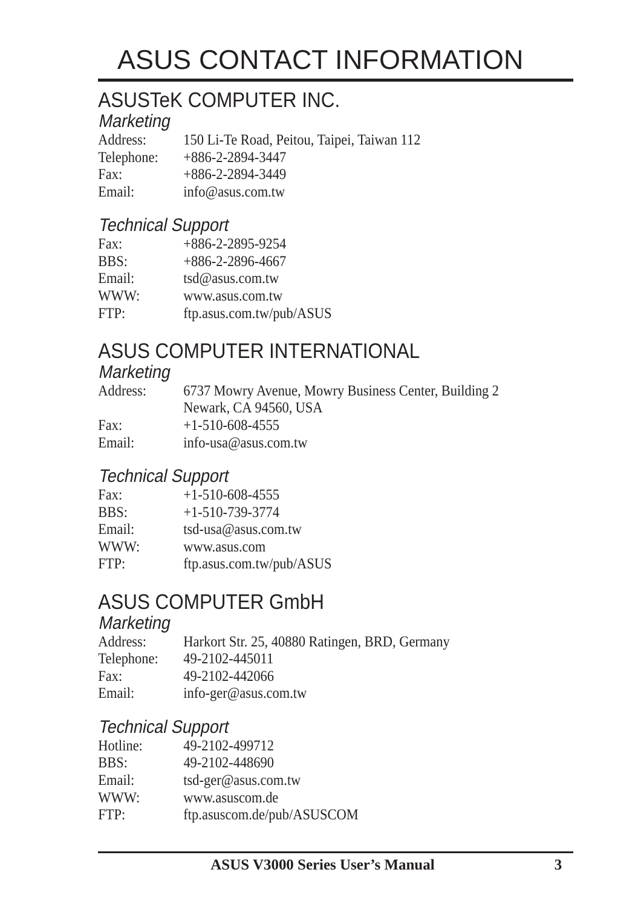# ASUS CONTACT INFORMATION

## ASUSTeK COMPUTER INC.

### *Marketing*

| | |
|---|---|
| Address: | 150 Li-Te Road, Peitou, Taipei, Taiwan 112 |
| Telephone: | +886-2-2894-3447 |
| Fax: | +886-2-2894-3449 |
| Email: | info@asus.com.tw |

### *Technical Support*

| | |
|---|---|
| Fax: | +886-2-2895-9254 |
| BBS: | +886-2-2896-4667 |
| Email: | tsd@asus.com.tw |
| WWW: | www.asus.com.tw |
| FTP: | ftp.asus.com.tw/pub/ASUS |

## ASUS COMPUTER INTERNATIONAL

### *Marketing*

| | |
|---|---|
| Address: | 6737 Mowry Avenue, Mowry Business Center, Building 2<br>Newark, CA 94560, USA |
| Fax: | +1-510-608-4555 |
| Email: | info-usa@asus.com.tw |

### *Technical Support*

| | |
|---|---|
| Fax: | +1-510-608-4555 |
| BBS: | +1-510-739-3774 |
| Email: | tsd-usa@asus.com.tw |
| WWW: | www.asus.com |
| FTP: | ftp.asus.com.tw/pub/ASUS |

## ASUS COMPUTER GmbH

### *Marketing*

| | |
|---|---|
| Address: | Harkort Str. 25, 40880 Ratingen, BRD, Germany |
| Telephone: | 49-2102-445011 |
| Fax: | 49-2102-442066 |
| Email: | info-ger@asus.com.tw |

### *Technical Support*

| | |
|---|---|
| Hotline: | 49-2102-499712 |
| BBS: | 49-2102-448690 |
| Email: | tsd-ger@asus.com.tw |
| WWW: | www.asuscom.de |
| FTP: | ftp.asuscom.de/pub/ASUSCOM |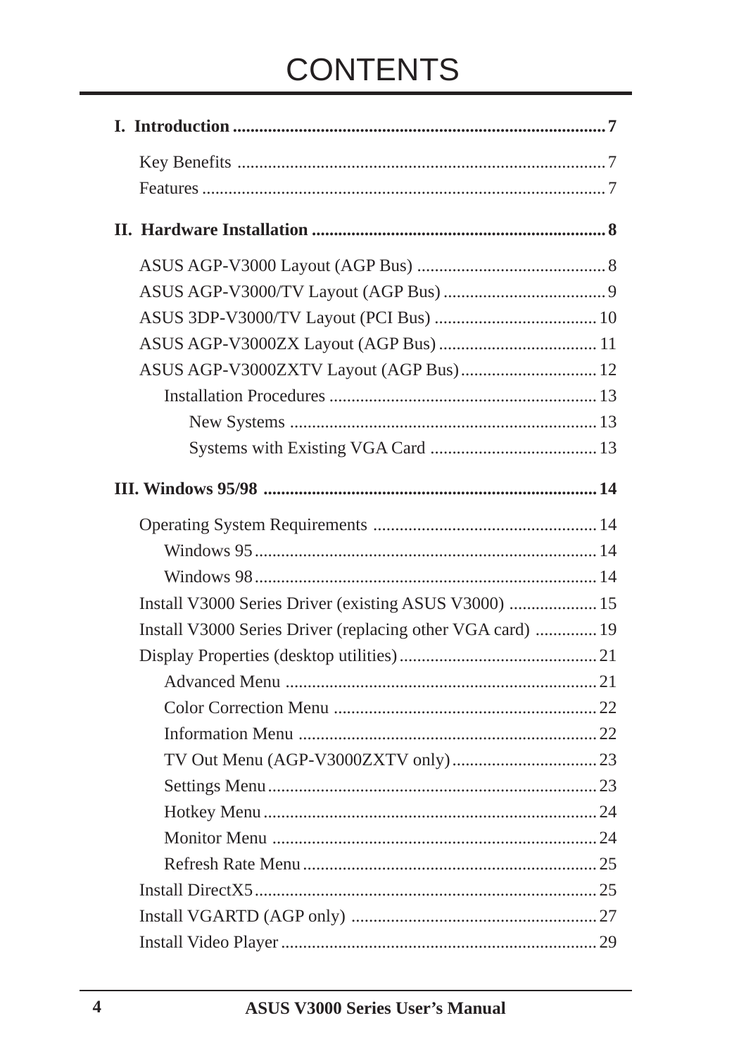# CONTENTS

**I. Introduction** ..................................................................................... 7

- Key Benefits .................................................................................... 7
- Features ........................................................................................... 7

**II. Hardware Installation** .................................................................. 8

- ASUS AGP-V3000 Layout (AGP Bus) .......................................... 8
- ASUS AGP-V3000/TV Layout (AGP Bus) ..................................... 9
- ASUS 3DP-V3000/TV Layout (PCI Bus) ..................................... 10
- ASUS AGP-V3000ZX Layout (AGP Bus) .................................... 11
- ASUS AGP-V3000ZXTV Layout (AGP Bus) ............................... 12
  - Installation Procedures ............................................................ 13
    - New Systems ..................................................................... 13
    - Systems with Existing VGA Card ...................................... 13

**III. Windows 95/98** ............................................................................ 14

- Operating System Requirements .................................................. 14
  - Windows 95 ............................................................................. 14
  - Windows 98 ............................................................................. 14
- Install V3000 Series Driver (existing ASUS V3000) .................... 15
- Install V3000 Series Driver (replacing other VGA card) ............. 19
- Display Properties (desktop utilities) ............................................. 21
  - Advanced Menu ....................................................................... 21
  - Color Correction Menu ............................................................ 22
  - Information Menu .................................................................... 22
  - TV Out Menu (AGP-V3000ZXTV only) ................................. 23
  - Settings Menu ........................................................................... 23
  - Hotkey Menu ............................................................................ 24
  - Monitor Menu .......................................................................... 24
  - Refresh Rate Menu ................................................................... 25
- Install DirectX5 .............................................................................. 25
- Install VGARTD (AGP only) ........................................................ 27
- Install Video Player ........................................................................ 29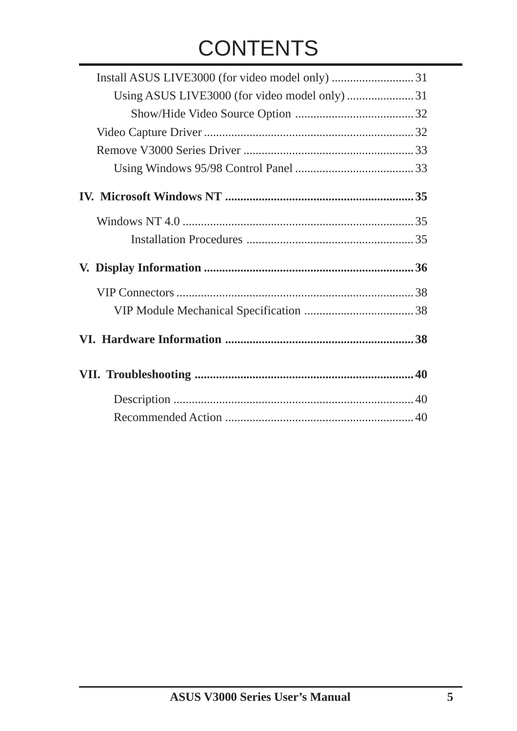# CONTENTS

Install ASUS LIVE3000 (for video model only) ........................... 31

Using ASUS LIVE3000 (for video model only) ...................... 31

Show/Hide Video Source Option ....................................... 32

Video Capture Driver ..................................................................... 32

Remove V3000 Series Driver ........................................................ 33

Using Windows 95/98 Control Panel ....................................... 33

**IV. Microsoft Windows NT ............................................................ 35**

Windows NT 4.0 ............................................................................ 35

Installation Procedures ....................................................... 35

**V. Display Information .................................................................... 36**

VIP Connectors ............................................................................. 38

VIP Module Mechanical Specification .................................... 38

**VI. Hardware Information ............................................................. 38**

**VII. Troubleshooting ....................................................................... 40**

Description ............................................................................... 40

Recommended Action ............................................................. 40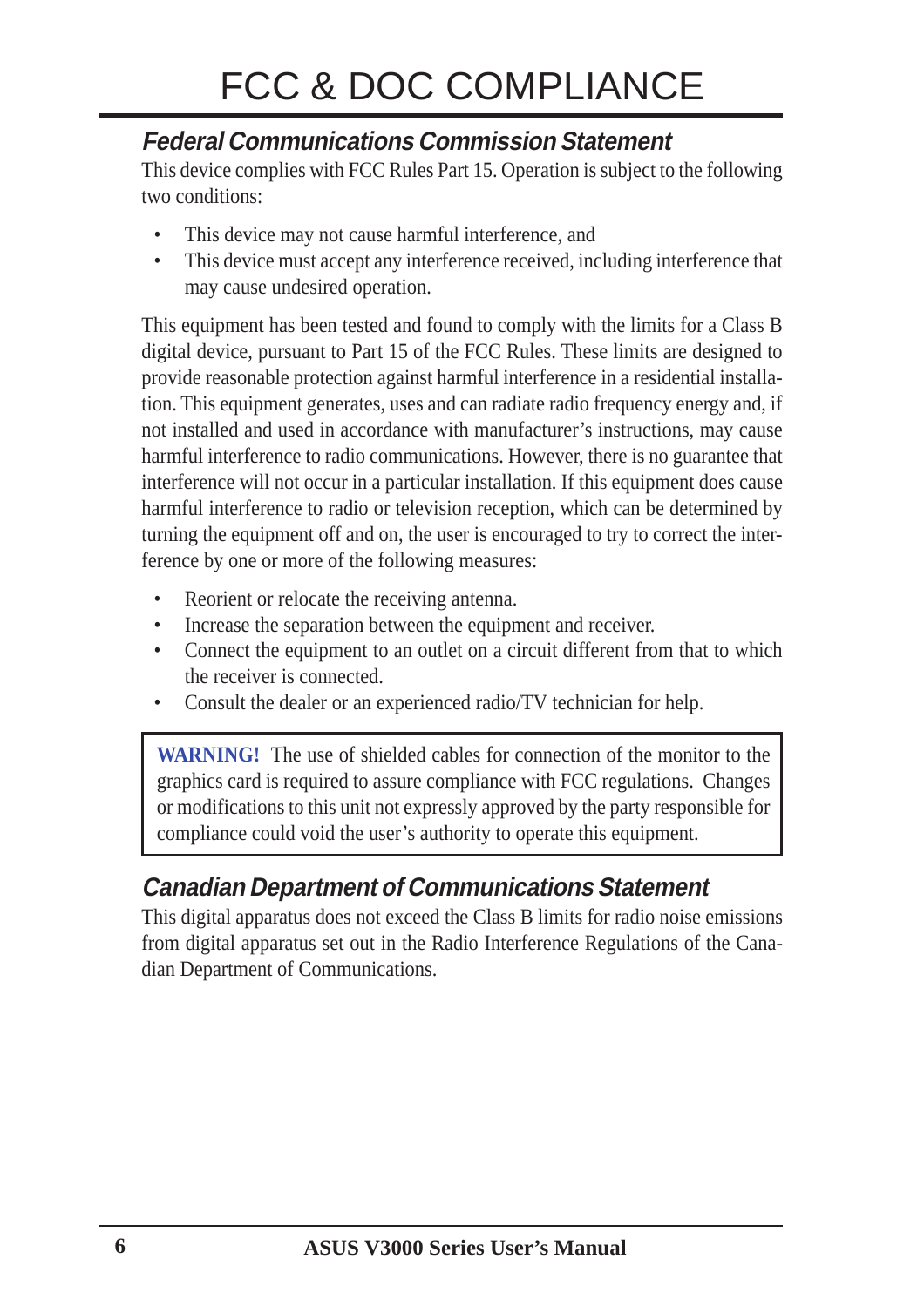# FCC & DOC COMPLIANCE

## *Federal Communications Commission Statement*

This device complies with FCC Rules Part 15. Operation is subject to the following two conditions:

- This device may not cause harmful interference, and
- This device must accept any interference received, including interference that may cause undesired operation.

This equipment has been tested and found to comply with the limits for a Class B digital device, pursuant to Part 15 of the FCC Rules. These limits are designed to provide reasonable protection against harmful interference in a residential installation. This equipment generates, uses and can radiate radio frequency energy and, if not installed and used in accordance with manufacturer's instructions, may cause harmful interference to radio communications. However, there is no guarantee that interference will not occur in a particular installation. If this equipment does cause harmful interference to radio or television reception, which can be determined by turning the equipment off and on, the user is encouraged to try to correct the interference by one or more of the following measures:

- Reorient or relocate the receiving antenna.
- Increase the separation between the equipment and receiver.
- Connect the equipment to an outlet on a circuit different from that to which the receiver is connected.
- Consult the dealer or an experienced radio/TV technician for help.

> **WARNING!** The use of shielded cables for connection of the monitor to the graphics card is required to assure compliance with FCC regulations. Changes or modifications to this unit not expressly approved by the party responsible for compliance could void the user's authority to operate this equipment.

## *Canadian Department of Communications Statement*

This digital apparatus does not exceed the Class B limits for radio noise emissions from digital apparatus set out in the Radio Interference Regulations of the Canadian Department of Communications.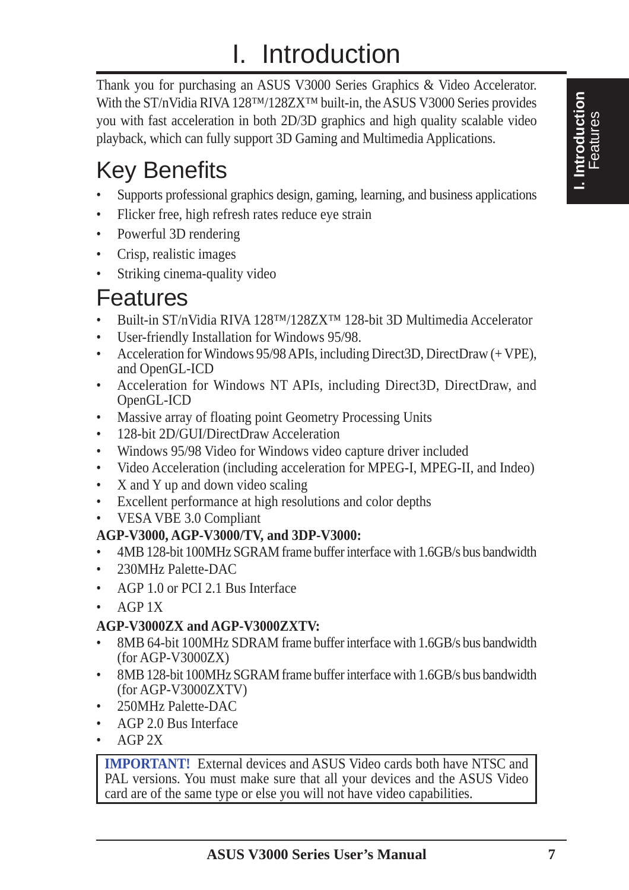# I. Introduction

Thank you for purchasing an ASUS V3000 Series Graphics & Video Accelerator. With the ST/nVidia RIVA 128™/128ZX™ built-in, the ASUS V3000 Series provides you with fast acceleration in both 2D/3D graphics and high quality scalable video playback, which can fully support 3D Gaming and Multimedia Applications.

## Key Benefits

- Supports professional graphics design, gaming, learning, and business applications
- Flicker free, high refresh rates reduce eye strain
- Powerful 3D rendering
- Crisp, realistic images
- Striking cinema-quality video

## Features

- Built-in ST/nVidia RIVA 128™/128ZX™ 128-bit 3D Multimedia Accelerator
- User-friendly Installation for Windows 95/98.
- Acceleration for Windows 95/98 APIs, including Direct3D, DirectDraw (+ VPE), and OpenGL-ICD
- Acceleration for Windows NT APIs, including Direct3D, DirectDraw, and OpenGL-ICD
- Massive array of floating point Geometry Processing Units
- 128-bit 2D/GUI/DirectDraw Acceleration
- Windows 95/98 Video for Windows video capture driver included
- Video Acceleration (including acceleration for MPEG-I, MPEG-II, and Indeo)
- X and Y up and down video scaling
- Excellent performance at high resolutions and color depths
- VESA VBE 3.0 Compliant

**AGP-V3000, AGP-V3000/TV, and 3DP-V3000:**

- 4MB 128-bit 100MHz SGRAM frame buffer interface with 1.6GB/s bus bandwidth
- 230MHz Palette-DAC
- AGP 1.0 or PCI 2.1 Bus Interface
- AGP 1X

**AGP-V3000ZX and AGP-V3000ZXTV:**

- 8MB 64-bit 100MHz SDRAM frame buffer interface with 1.6GB/s bus bandwidth (for AGP-V3000ZX)
- 8MB 128-bit 100MHz SGRAM frame buffer interface with 1.6GB/s bus bandwidth (for AGP-V3000ZXTV)
- 250MHz Palette-DAC
- AGP 2.0 Bus Interface
- AGP 2X

> **IMPORTANT!** External devices and ASUS Video cards both have NTSC and PAL versions. You must make sure that all your devices and the ASUS Video card are of the same type or else you will not have video capabilities.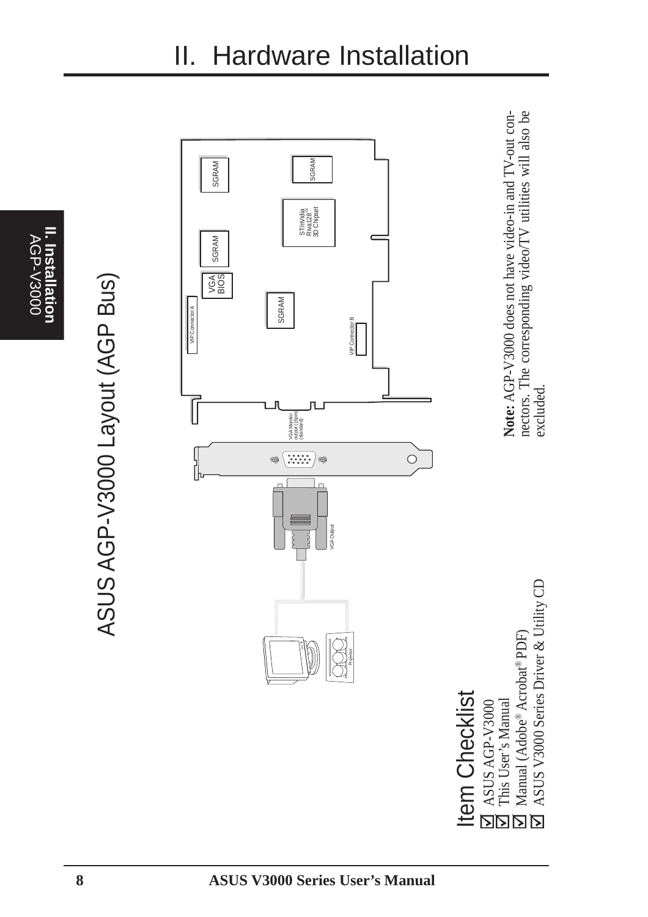# II. Hardware Installation

## ASUS AGP-V3000 Layout (AGP Bus)

SGRAM

SGRAM

ST/nVidia Riva128™ 3D Chipset

SGRAM

VGA BIOS

SGRAM

VIP Connector A

VIP Connector B

VGA Monitor output (15pin) (standard)

VGA Output

Projector

**Note:** AGP-V3000 does not have video-in and TV-out connectors. The corresponding video/TV utilities will also be excluded.

## Item Checklist

- ☑ ASUS AGP-V3000
- ☑ This User's Manual
- ☑ Manual (Adobe® Acrobat® PDF)
- ☑ ASUS V3000 Series Driver & Utility CD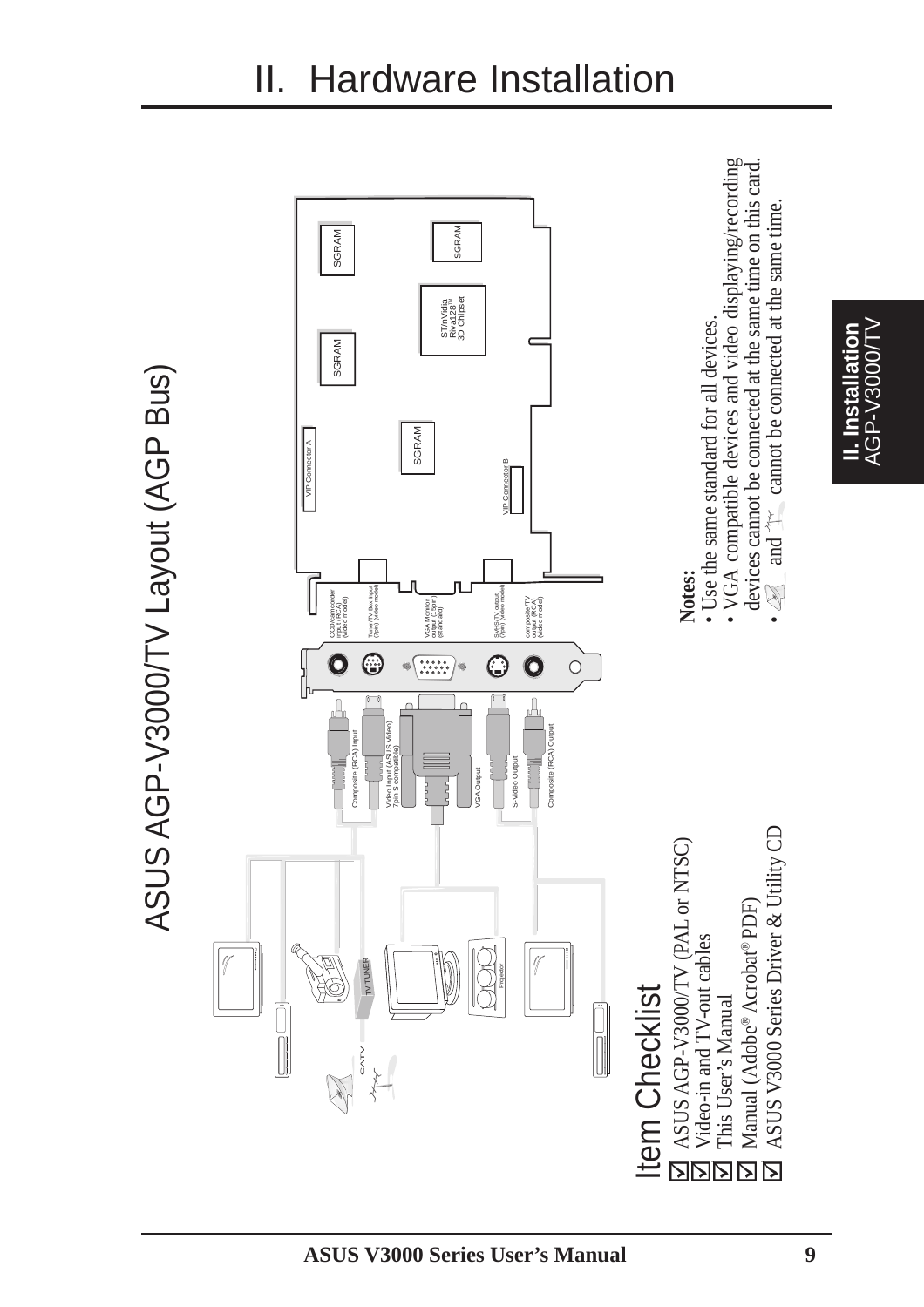# II. Hardware Installation

## ASUS AGP-V3000/TV Layout (AGP Bus)

SGRAM

SGRAM

SGRAM

SGRAM

ST/nVidia Riva128™ 3D Chipset

VIP Connector A

VIP Connector B

CD/camcorder input (RCA) (video model)

Tuner/TV Box input (7pin) (video model)

VGA Monitor output (15pin) (standard)

SVHS/TV output (7pin) (video model)

composite/TV output (RCA) (video model)

Composite (RCA) Input

Video Input (ASUS Video) 7pin S compatible)

VGA Output

S-Video Output

Composite (RCA) Output

CATV

TV TUNER

Projector

**Notes:**

- Use the same standard for all devices.
- VGA compatible devices and video displaying/recording devices cannot be connected at the same time on this card.
- and cannot be connected at the same time.

## Item Checklist

- ☑ ASUS AGP-V3000/TV (PAL or NTSC)
- ☑ Video-in and TV-out cables
- ☑ This User's Manual
- ☑ Manual (Adobe® Acrobat® PDF)
- ☑ ASUS V3000 Series Driver & Utility CD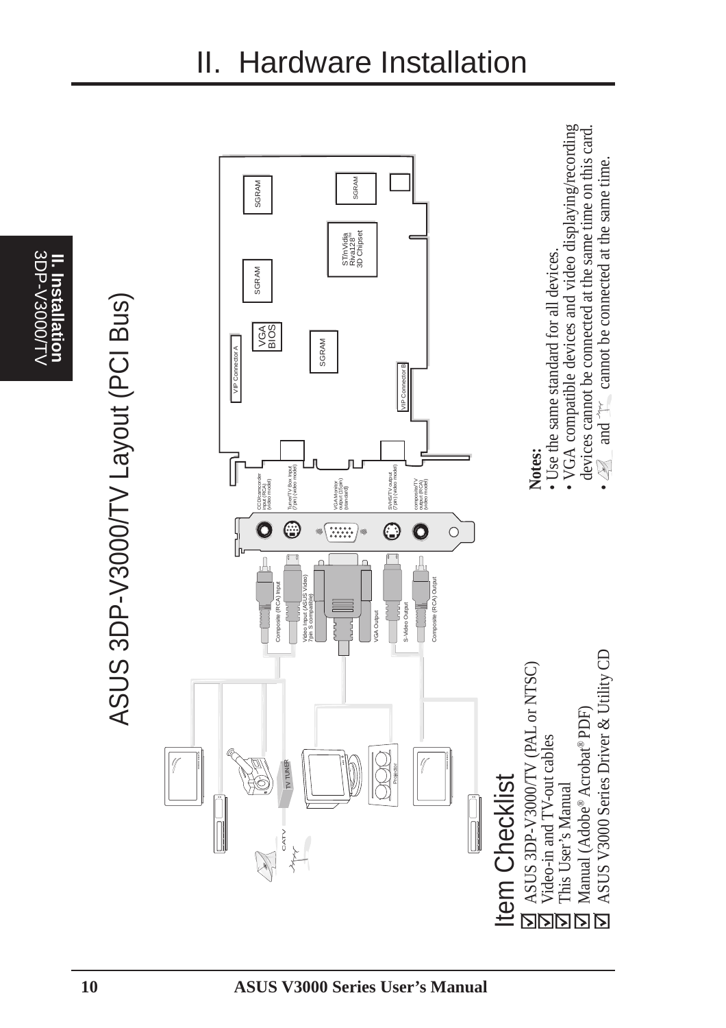# II. Hardware Installation

## ASUS 3DP-V3000/TV Layout (PCI Bus)

VIP Connector A

VGA BIOS

SGRAM

SGRAM

SGRAM

ST/nVidia Riva128™ 3D Chipset

SGRAM

VIP Connector B

CCD/camcorder input (RCA) (video model)

Tuner/TV Box Input (7 pin) (video model)

VGA Monitor output (15 pin) (standard)

SVHS/TV output (7 pin) (video model)

composite/TV output (RCA) (video model)

Composite (RCA) Input

Video Input (ASUS Video) 7pin S compatible)

VGA Output

S-Video Output

Composite (RCA) Output

TV TUNER

CATV

Projector

**Notes:**

- Use the same standard for all devices.
- VGA compatible devices and video displaying/recording devices cannot be connected at the same time on this card.
- and cannot be connected at the same time.

## Item Checklist

- ☑ ASUS 3DP-V3000/TV (PAL or NTSC)
- ☑ Video-in and TV-out cables
- ☑ This User's Manual
- ☑ Manual (Adobe® Acrobat® PDF)
- ☑ ASUS V3000 Series Driver & Utility CD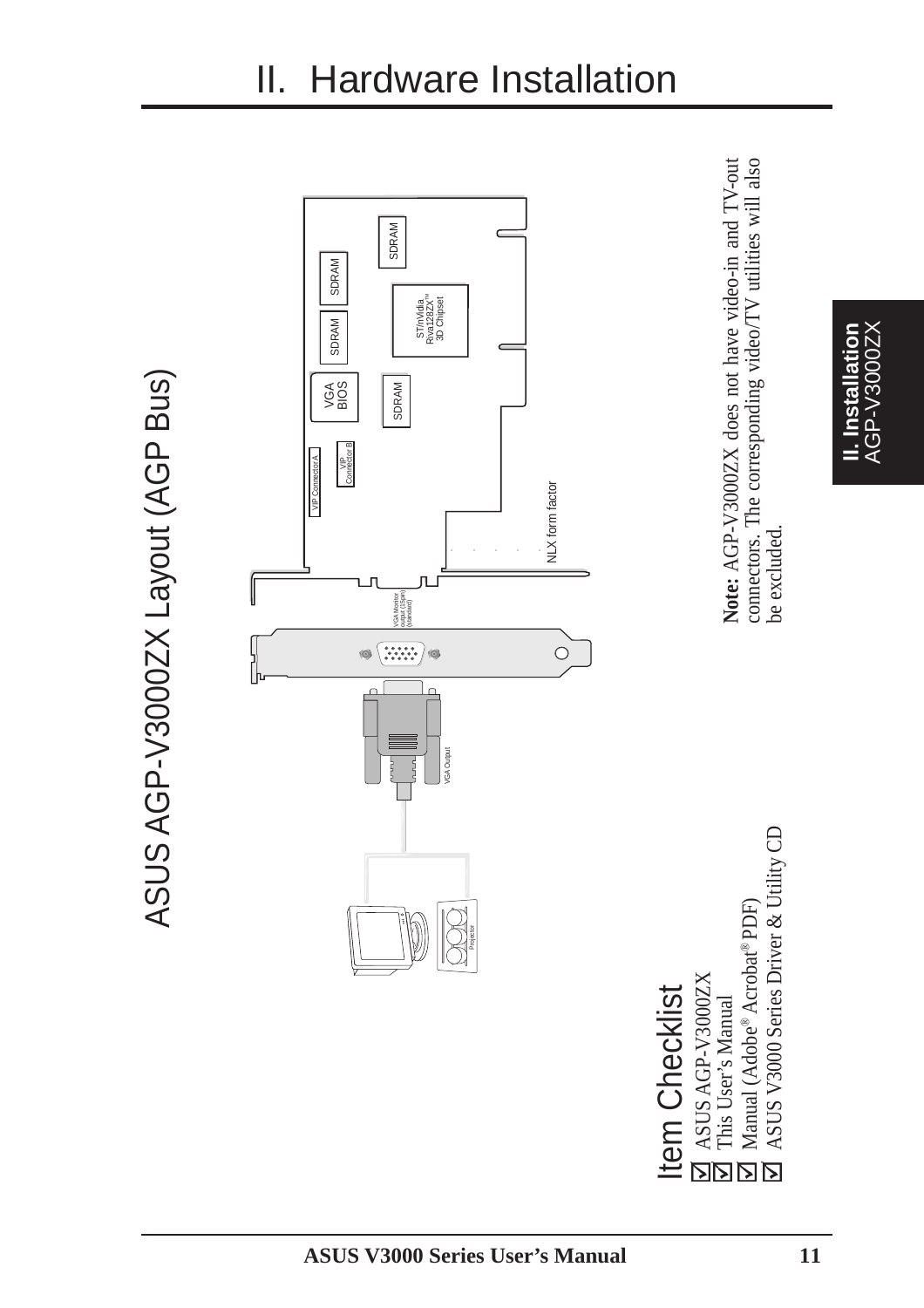# II. Hardware Installation

## ASUS AGP-V3000ZX Layout (AGP Bus)

VIP Connector A

VIP Connector B

VGA BIOS

SDRAM

SDRAM

SDRAM

SDRAM

ST/nVidia Riva128ZX™ 3D Chipset

NLX form factor

VGA Monitor output (15pin) (standard)

VGA Output

Projector

**Note:** AGP-V3000ZX does not have video-in and TV-out connectors. The corresponding video/TV utilities will also be excluded.

## Item Checklist

- ☑ ASUS AGP-V3000ZX
- ☑ This User's Manual
- ☑ Manual (Adobe® Acrobat® PDF)
- ☑ ASUS V3000 Series Driver & Utility CD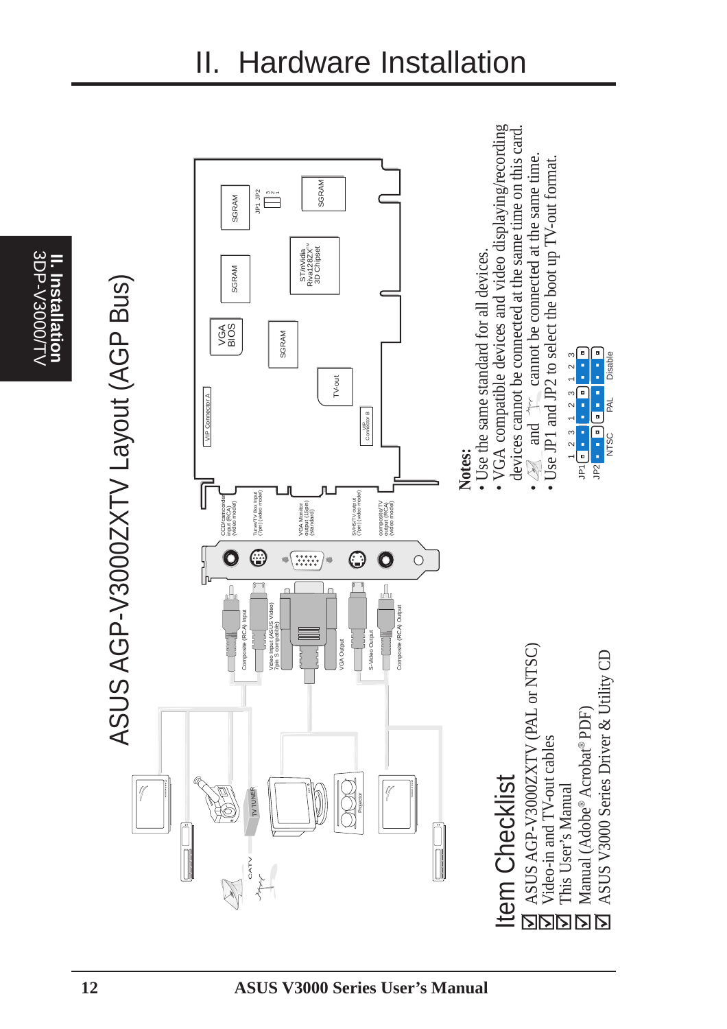# II. Hardware Installation

## ASUS AGP-V3000ZXTV Layout (AGP Bus)

Notes:

- Use the same standard for all devices.
- VGA compatible devices and video displaying/recording devices cannot be connected at the same time on this card.
- and cannot be connected at the same time.
- Use JP1 and JP2 to select the boot up TV-out format.

## Item Checklist

☑ ASUS AGP-V3000ZXTV (PAL or NTSC)
☑ Video-in and TV-out cables
☑ This User's Manual
☑ Manual (Adobe® Acrobat® PDF)
☑ ASUS V3000 Series Driver & Utility CD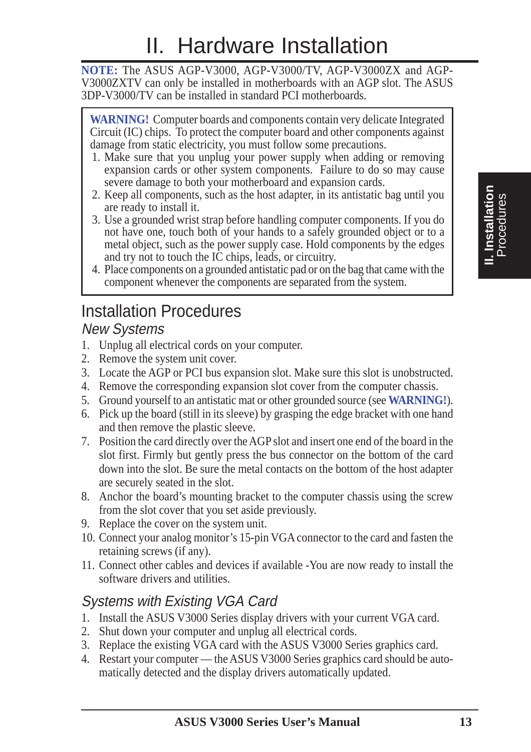# II. Hardware Installation

**NOTE:** The ASUS AGP-V3000, AGP-V3000/TV, AGP-V3000ZX and AGP-V3000ZXTV can only be installed in motherboards with an AGP slot. The ASUS 3DP-V3000/TV can be installed in standard PCI motherboards.

> **WARNING!** Computer boards and components contain very delicate Integrated Circuit (IC) chips. To protect the computer board and other components against damage from static electricity, you must follow some precautions.
>
> 1. Make sure that you unplug your power supply when adding or removing expansion cards or other system components. Failure to do so may cause severe damage to both your motherboard and expansion cards.
> 2. Keep all components, such as the host adapter, in its antistatic bag until you are ready to install it.
> 3. Use a grounded wrist strap before handling computer components. If you do not have one, touch both of your hands to a safely grounded object or to a metal object, such as the power supply case. Hold components by the edges and try not to touch the IC chips, leads, or circuitry.
> 4. Place components on a grounded antistatic pad or on the bag that came with the component whenever the components are separated from the system.

## Installation Procedures

### *New Systems*

1. Unplug all electrical cords on your computer.
2. Remove the system unit cover.
3. Locate the AGP or PCI bus expansion slot. Make sure this slot is unobstructed.
4. Remove the corresponding expansion slot cover from the computer chassis.
5. Ground yourself to an antistatic mat or other grounded source (see **WARNING!**).
6. Pick up the board (still in its sleeve) by grasping the edge bracket with one hand and then remove the plastic sleeve.
7. Position the card directly over the AGP slot and insert one end of the board in the slot first. Firmly but gently press the bus connector on the bottom of the card down into the slot. Be sure the metal contacts on the bottom of the host adapter are securely seated in the slot.
8. Anchor the board's mounting bracket to the computer chassis using the screw from the slot cover that you set aside previously.
9. Replace the cover on the system unit.
10. Connect your analog monitor's 15-pin VGA connector to the card and fasten the retaining screws (if any).
11. Connect other cables and devices if available -You are now ready to install the software drivers and utilities.

### *Systems with Existing VGA Card*

1. Install the ASUS V3000 Series display drivers with your current VGA card.
2. Shut down your computer and unplug all electrical cords.
3. Replace the existing VGA card with the ASUS V3000 Series graphics card.
4. Restart your computer — the ASUS V3000 Series graphics card should be automatically detected and the display drivers automatically updated.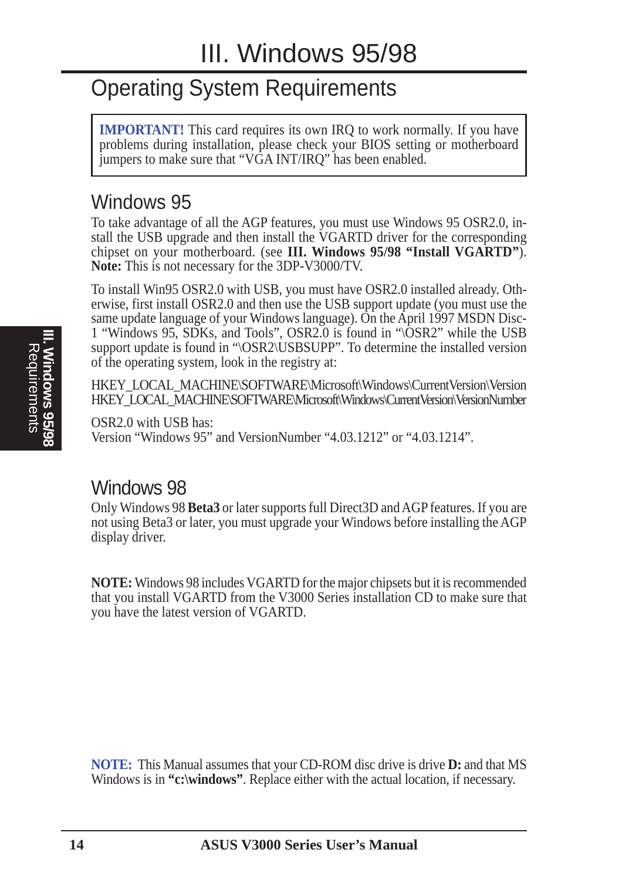# III. Windows 95/98

## Operating System Requirements

**IMPORTANT!** This card requires its own IRQ to work normally. If you have problems during installation, please check your BIOS setting or motherboard jumpers to make sure that “VGA INT/IRQ” has been enabled.

### Windows 95

To take advantage of all the AGP features, you must use Windows 95 OSR2.0, install the USB upgrade and then install the VGARTD driver for the corresponding chipset on your motherboard. (see **III. Windows 95/98 “Install VGARTD”**). **Note:** This is not necessary for the 3DP-V3000/TV.

To install Win95 OSR2.0 with USB, you must have OSR2.0 installed already. Otherwise, first install OSR2.0 and then use the USB support update (you must use the same update language of your Windows language). On the April 1997 MSDN Disc-1 “Windows 95, SDKs, and Tools”, OSR2.0 is found in “\OSR2” while the USB support update is found in “\OSR2\USBSUPP”. To determine the installed version of the operating system, look in the registry at:

HKEY_LOCAL_MACHINE\SOFTWARE\Microsoft\Windows\CurrentVersion\Version
HKEY_LOCAL_MACHINE\SOFTWARE\Microsoft\Windows\CurrentVersion\VersionNumber

OSR2.0 with USB has:
Version “Windows 95” and VersionNumber “4.03.1212” or “4.03.1214”.

### Windows 98

Only Windows 98 **Beta3** or later supports full Direct3D and AGP features. If you are not using Beta3 or later, you must upgrade your Windows before installing the AGP display driver.

**NOTE:** Windows 98 includes VGARTD for the major chipsets but it is recommended that you install VGARTD from the V3000 Series installation CD to make sure that you have the latest version of VGARTD.

**NOTE:** This Manual assumes that your CD-ROM disc drive is drive **D:** and that MS Windows is in **“c:\windows”**. Replace either with the actual location, if necessary.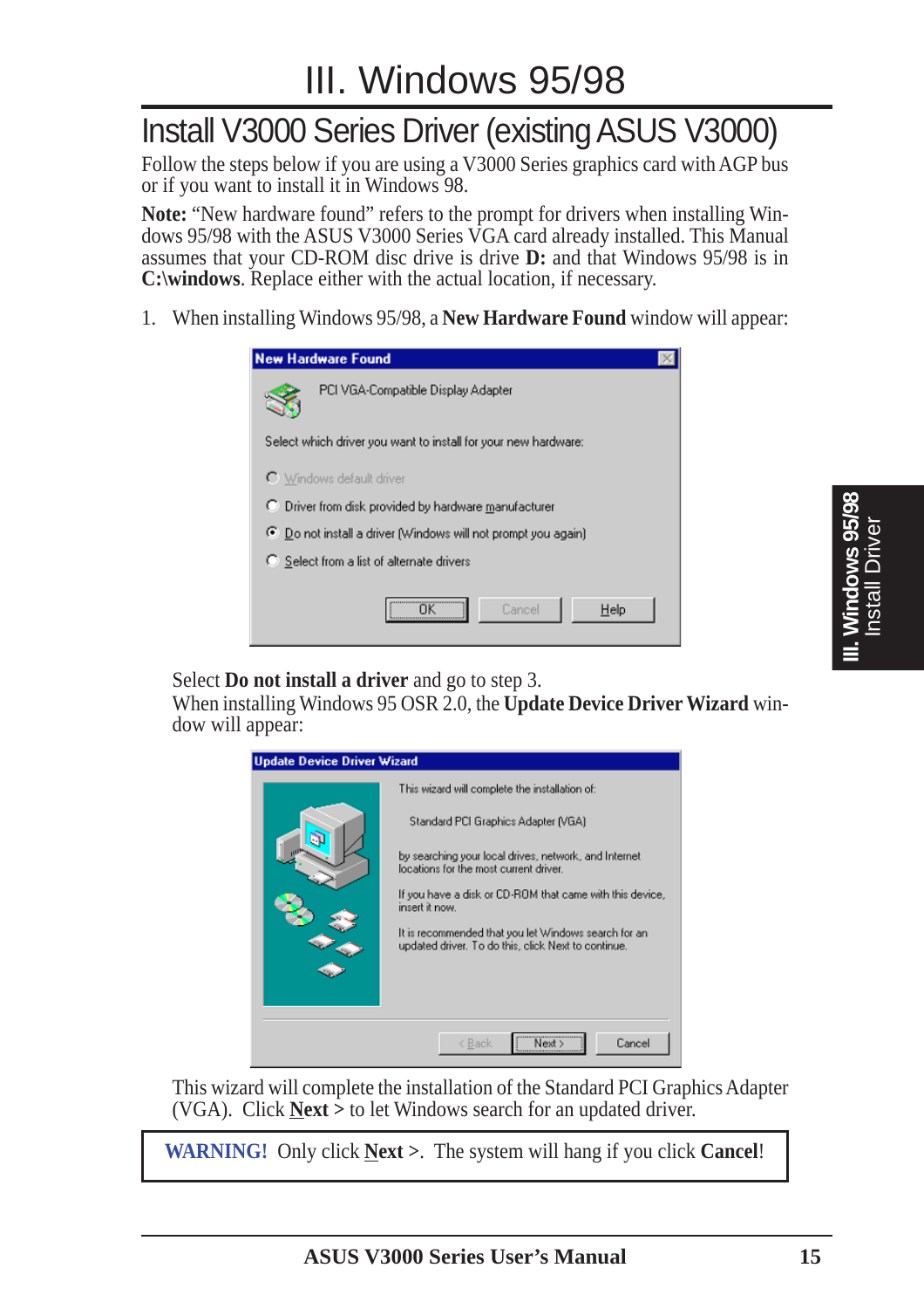# III. Windows 95/98

## Install V3000 Series Driver (existing ASUS V3000)

Follow the steps below if you are using a V3000 Series graphics card with AGP bus or if you want to install it in Windows 98.

**Note:** "New hardware found" refers to the prompt for drivers when installing Windows 95/98 with the ASUS V3000 Series VGA card already installed. This Manual assumes that your CD-ROM disc drive is drive **D:** and that Windows 95/98 is in **C:\windows**. Replace either with the actual location, if necessary.

1. When installing Windows 95/98, a **New Hardware Found** window will appear:

   Select **Do not install a driver** and go to step 3.
   When installing Windows 95 OSR 2.0, the **Update Device Driver Wizard** window will appear:

   This wizard will complete the installation of the Standard PCI Graphics Adapter (VGA). Click **Next >** to let Windows search for an updated driver.

**WARNING!** Only click **Next >**. The system will hang if you click **Cancel**!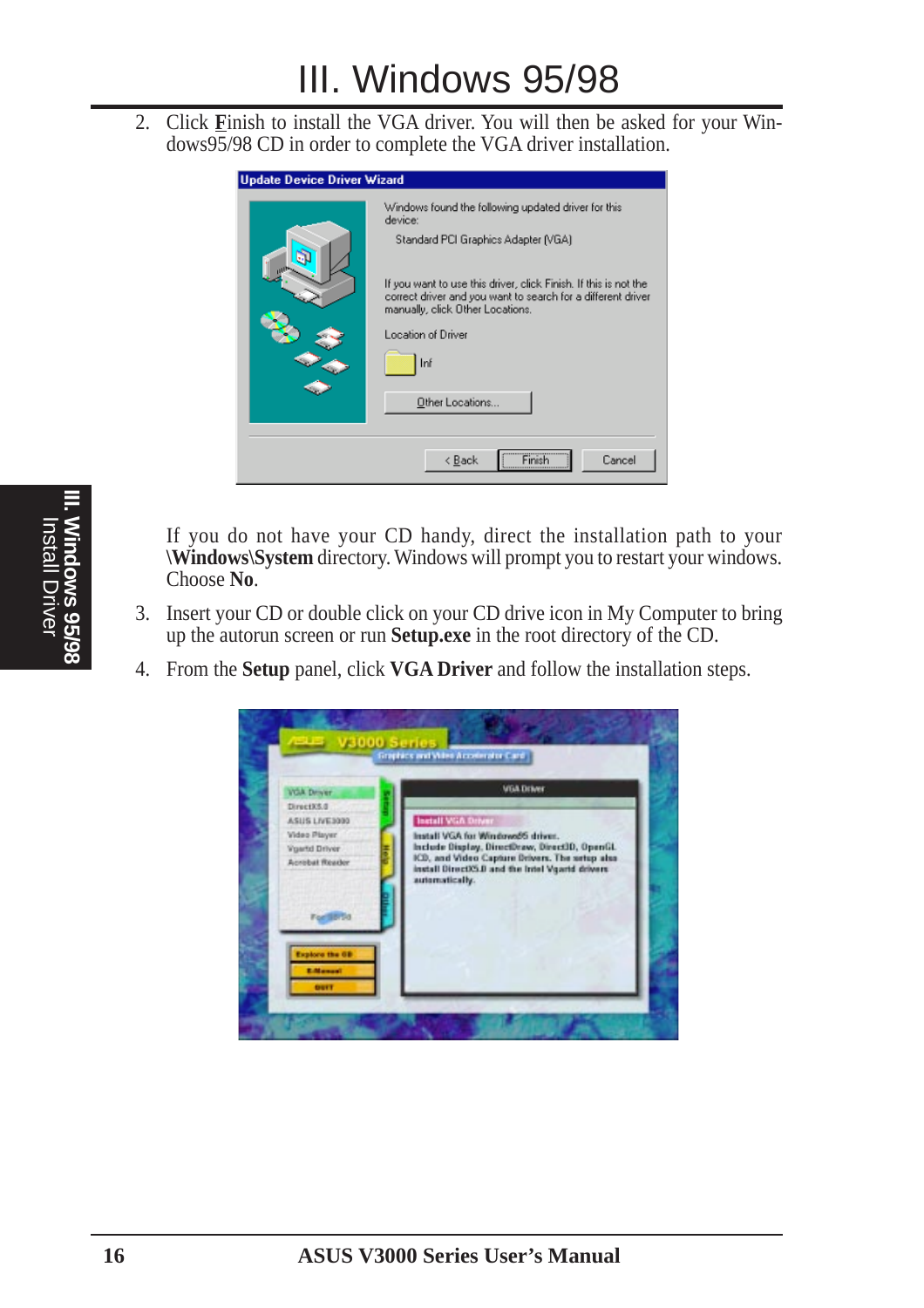# III. Windows 95/98

2. Click **F**inish to install the VGA driver. You will then be asked for your Windows95/98 CD in order to complete the VGA driver installation.

   If you do not have your CD handy, direct the installation path to your **\Windows\System** directory. Windows will prompt you to restart your windows. Choose **No**.

3. Insert your CD or double click on your CD drive icon in My Computer to bring up the autorun screen or run **Setup.exe** in the root directory of the CD.

4. From the **Setup** panel, click **VGA Driver** and follow the installation steps.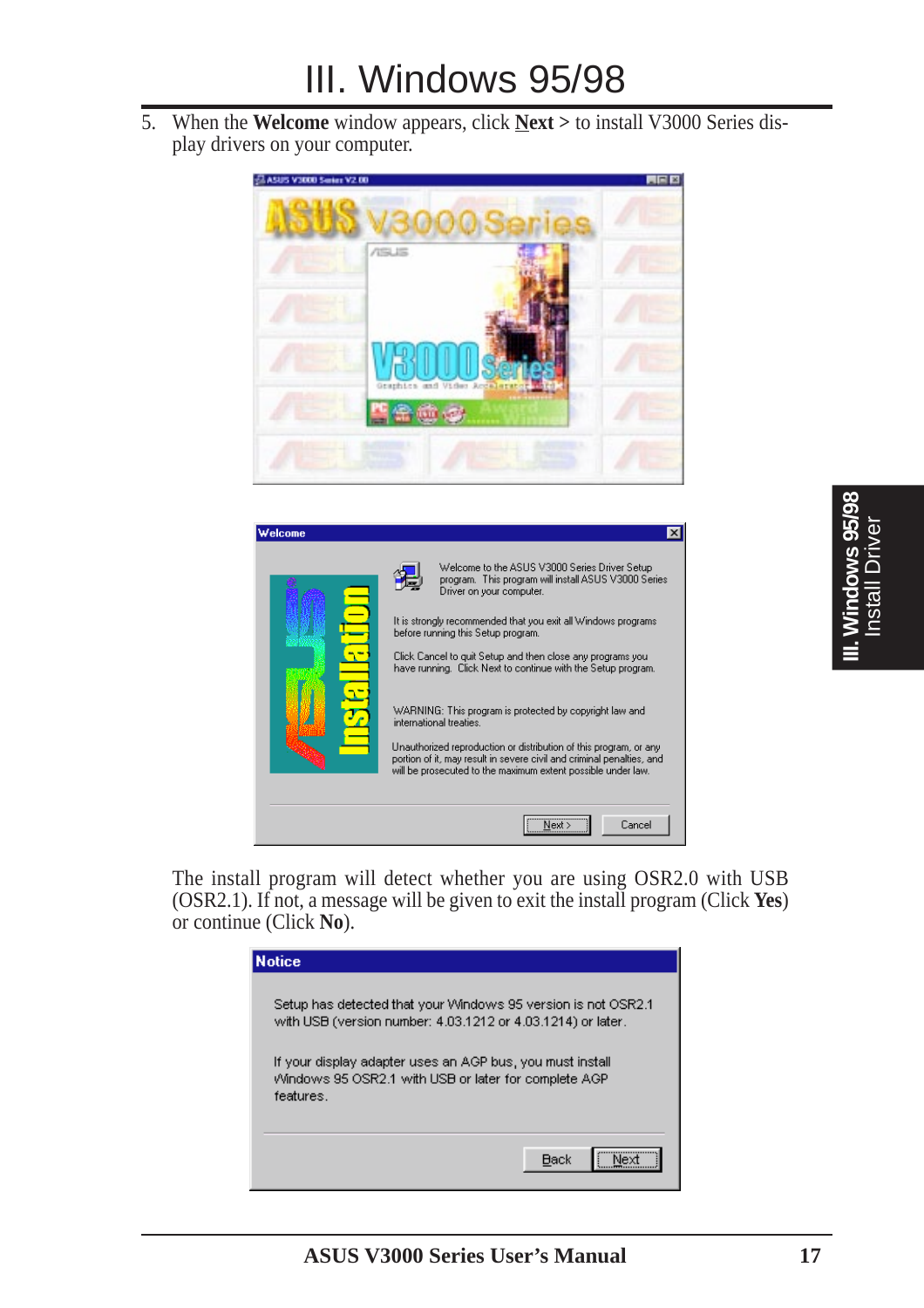# III. Windows 95/98

5. When the **Welcome** window appears, click **Next >** to install V3000 Series display drivers on your computer.

The install program will detect whether you are using OSR2.0 with USB (OSR2.1). If not, a message will be given to exit the install program (Click **Yes**) or continue (Click **No**).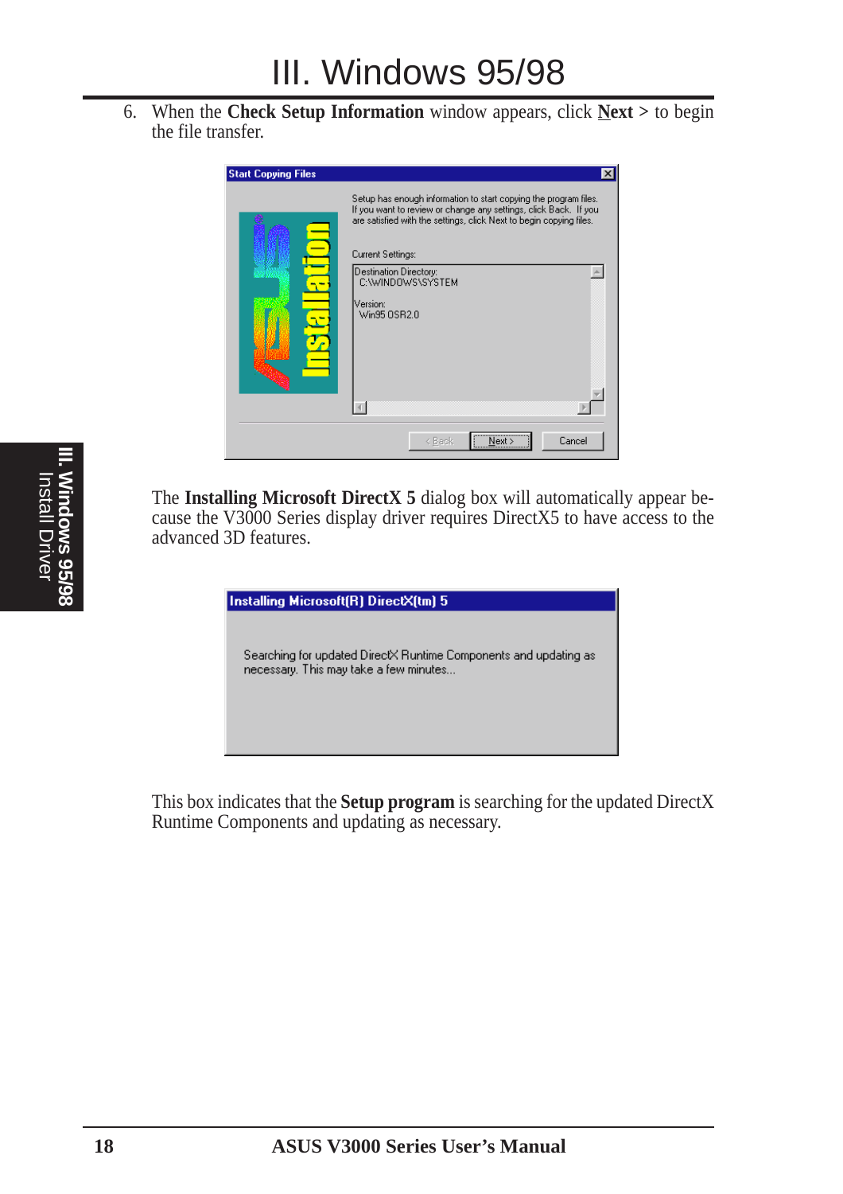6. When the **Check Setup Information** window appears, click **Next >** to begin the file transfer.

The **Installing Microsoft DirectX 5** dialog box will automatically appear because the V3000 Series display driver requires DirectX5 to have access to the advanced 3D features.

This box indicates that the **Setup program** is searching for the updated DirectX Runtime Components and updating as necessary.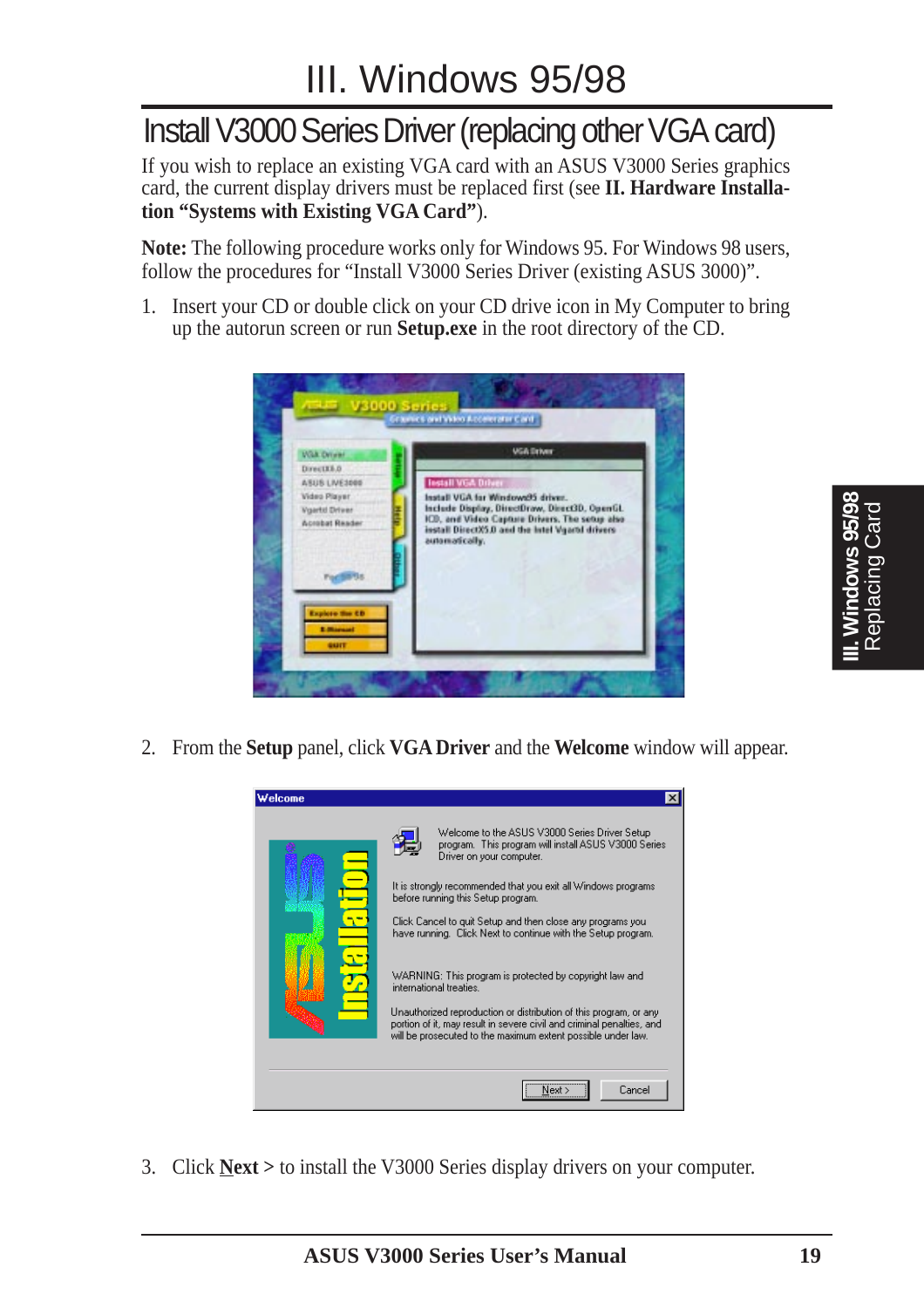# III. Windows 95/98

## Install V3000 Series Driver (replacing other VGA card)

If you wish to replace an existing VGA card with an ASUS V3000 Series graphics card, the current display drivers must be replaced first (see **II. Hardware Installation "Systems with Existing VGA Card"**).

**Note:** The following procedure works only for Windows 95. For Windows 98 users, follow the procedures for "Install V3000 Series Driver (existing ASUS 3000)".

1. Insert your CD or double click on your CD drive icon in My Computer to bring up the autorun screen or run **Setup.exe** in the root directory of the CD.

2. From the **Setup** panel, click **VGA Driver** and the **Welcome** window will appear.

3. Click **Next >** to install the V3000 Series display drivers on your computer.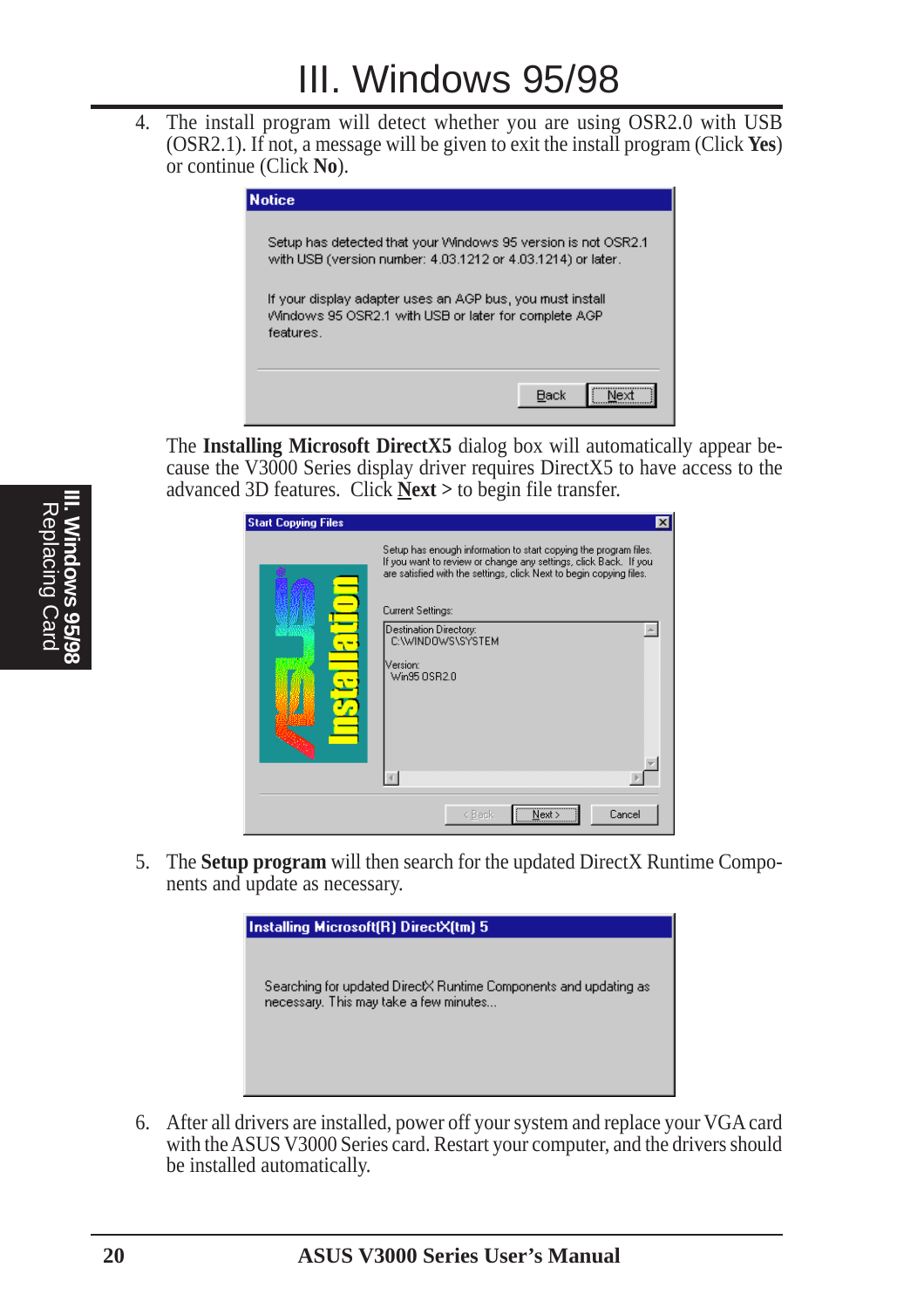# III. Windows 95/98

4. The install program will detect whether you are using OSR2.0 with USB (OSR2.1). If not, a message will be given to exit the install program (Click **Yes**) or continue (Click **No**).

   **Notice**

   Setup has detected that your Windows 95 version is not OSR2.1 with USB (version number: 4.03.1212 or 4.03.1214) or later.

   If your display adapter uses an AGP bus, you must install Windows 95 OSR2.1 with USB or later for complete AGP features.

   Back | Next

   The **Installing Microsoft DirectX5** dialog box will automatically appear because the V3000 Series display driver requires DirectX5 to have access to the advanced 3D features. Click **Next >** to begin file transfer.

   **Start Copying Files**

   Setup has enough information to start copying the program files. If you want to review or change any settings, click Back. If you are satisfied with the settings, click Next to begin copying files.

   Current Settings:

   Destination Directory:
   C:\WINDOWS\SYSTEM

   Version:
   Win95 OSR2.0

   < Back | Next > | Cancel

5. The **Setup program** will then search for the updated DirectX Runtime Components and update as necessary.

   **Installing Microsoft(R) DirectX(tm) 5**

   Searching for updated DirectX Runtime Components and updating as necessary. This may take a few minutes...

6. After all drivers are installed, power off your system and replace your VGA card with the ASUS V3000 Series card. Restart your computer, and the drivers should be installed automatically.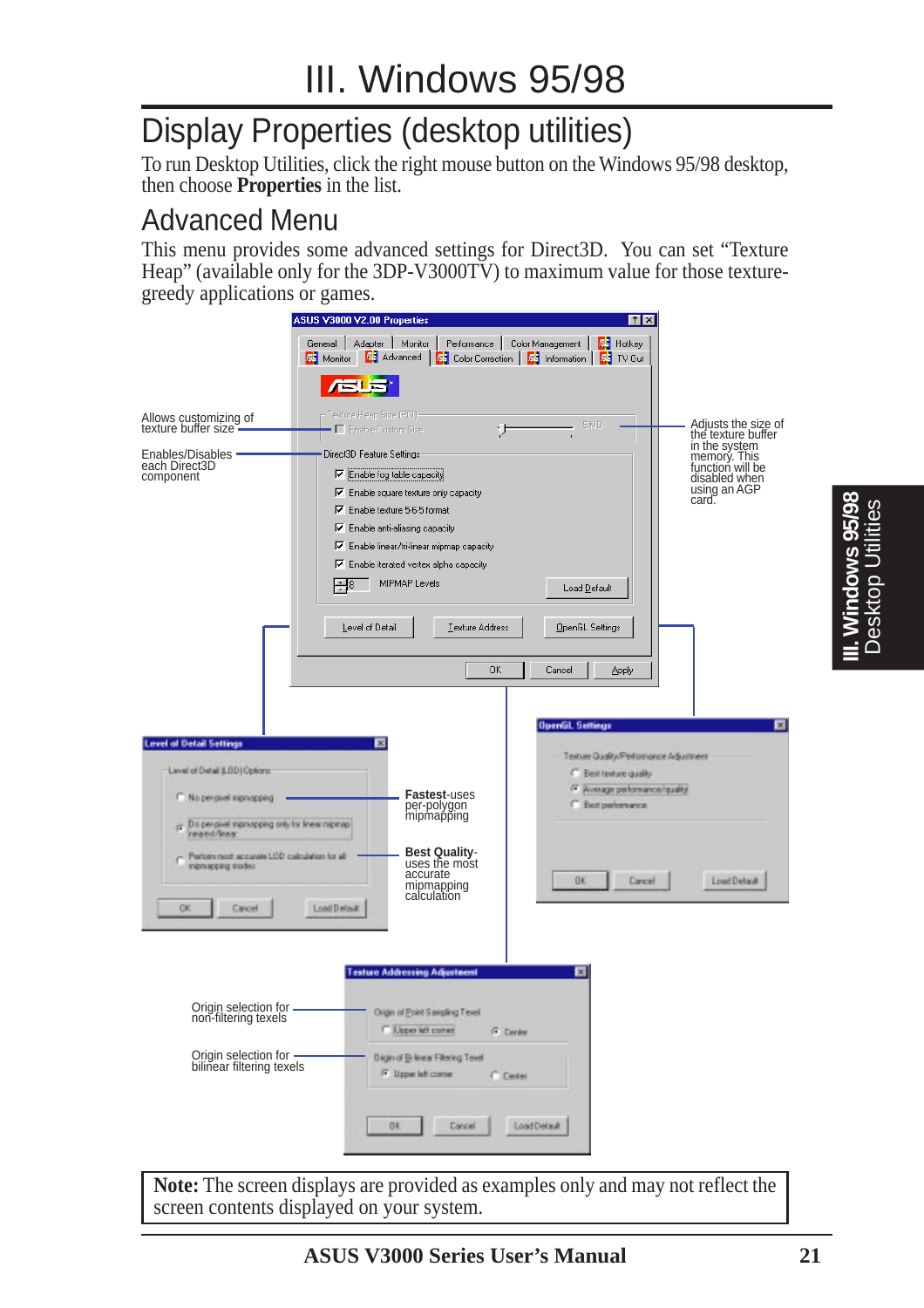# III. Windows 95/98

## Display Properties (desktop utilities)

To run Desktop Utilities, click the right mouse button on the Windows 95/98 desktop, then choose **Properties** in the list.

## Advanced Menu

This menu provides some advanced settings for Direct3D. You can set "Texture Heap" (available only for the 3DP-V3000TV) to maximum value for those texture-greedy applications or games.

Allows customizing of texture buffer size

Enables/Disables each Direct3D component

Adjusts the size of the texture buffer in the system memory. This function will be disabled when using an AGP card.

**Fastest**-uses per-polygon mipmapping

**Best Quality**-uses the most accurate mipmapping calculation

Origin selection for non-filtering texels

Origin selection for bilinear filtering texels

**Note:** The screen displays are provided as examples only and may not reflect the screen contents displayed on your system.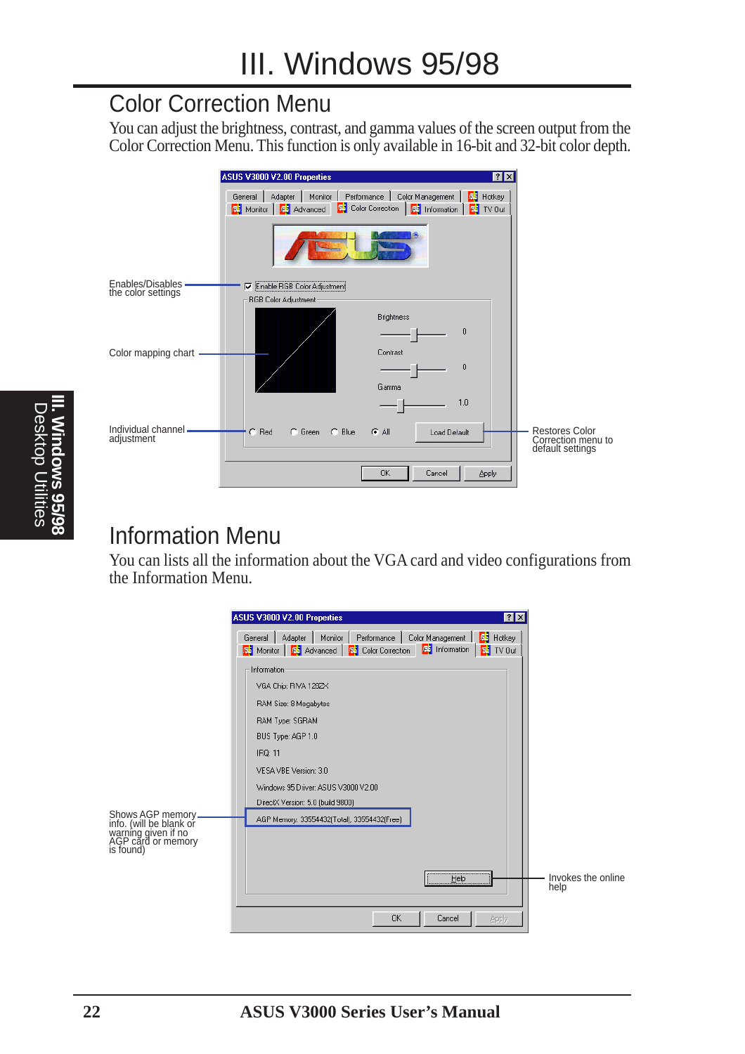# III. Windows 95/98

## Color Correction Menu

You can adjust the brightness, contrast, and gamma values of the screen output from the Color Correction Menu. This function is only available in 16-bit and 32-bit color depth.

Enables/Disables the color settings

Color mapping chart

Individual channel adjustment

Restores Color Correction menu to default settings

## Information Menu

You can lists all the information about the VGA card and video configurations from the Information Menu.

Shows AGP memory info. (will be blank or warning given if no AGP card or memory is found)

Invokes the online help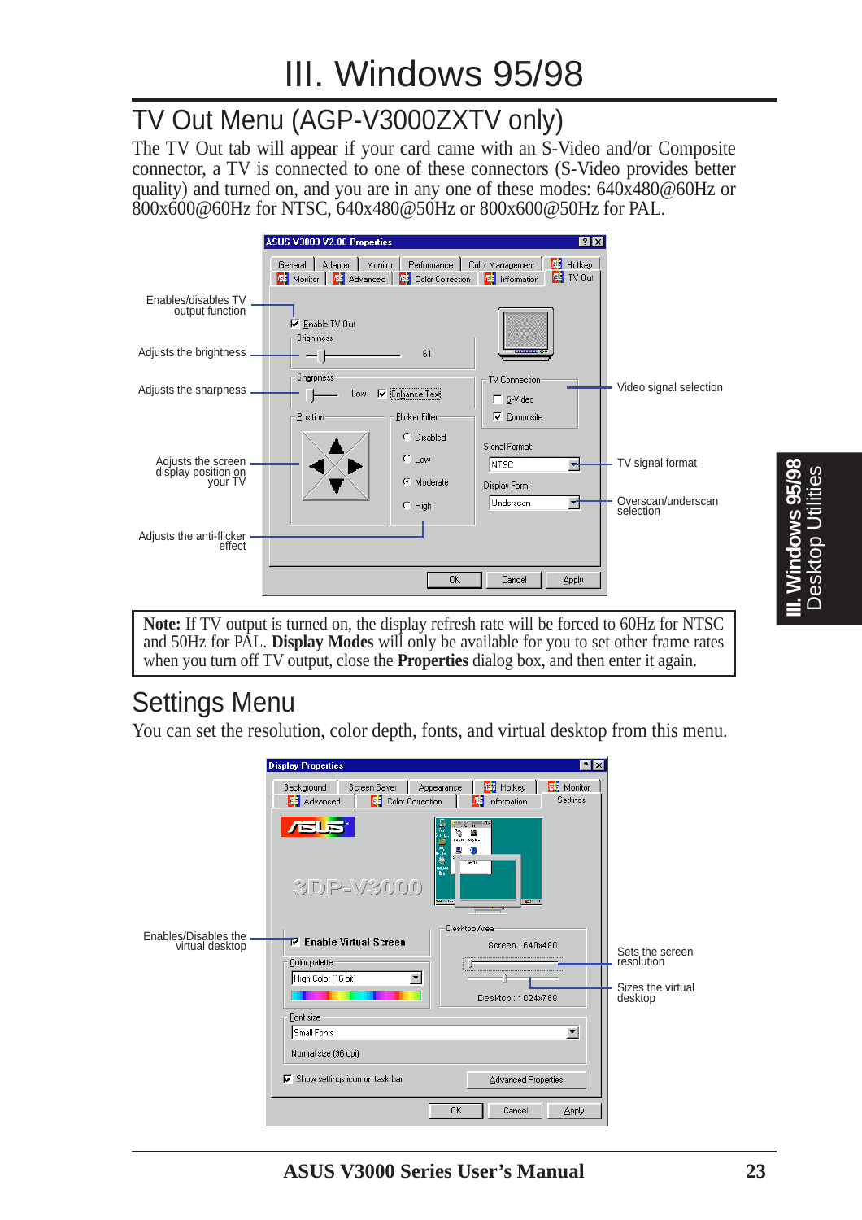# III. Windows 95/98

## TV Out Menu (AGP-V3000ZXTV only)

The TV Out tab will appear if your card came with an S-Video and/or Composite connector, a TV is connected to one of these connectors (S-Video provides better quality) and turned on, and you are in any one of these modes: 640x480@60Hz or 800x600@60Hz for NTSC, 640x480@50Hz or 800x600@50Hz for PAL.

Enables/disables TV output function

Adjusts the brightness

Adjusts the sharpness

Adjusts the screen display position on your TV

Adjusts the anti-flicker effect

Video signal selection

TV signal format

Overscan/underscan selection

**Note:** If TV output is turned on, the display refresh rate will be forced to 60Hz for NTSC and 50Hz for PAL. **Display Modes** will only be available for you to set other frame rates when you turn off TV output, close the **Properties** dialog box, and then enter it again.

## Settings Menu

You can set the resolution, color depth, fonts, and virtual desktop from this menu.

Enables/Disables the virtual desktop

Sets the screen resolution

Sizes the virtual desktop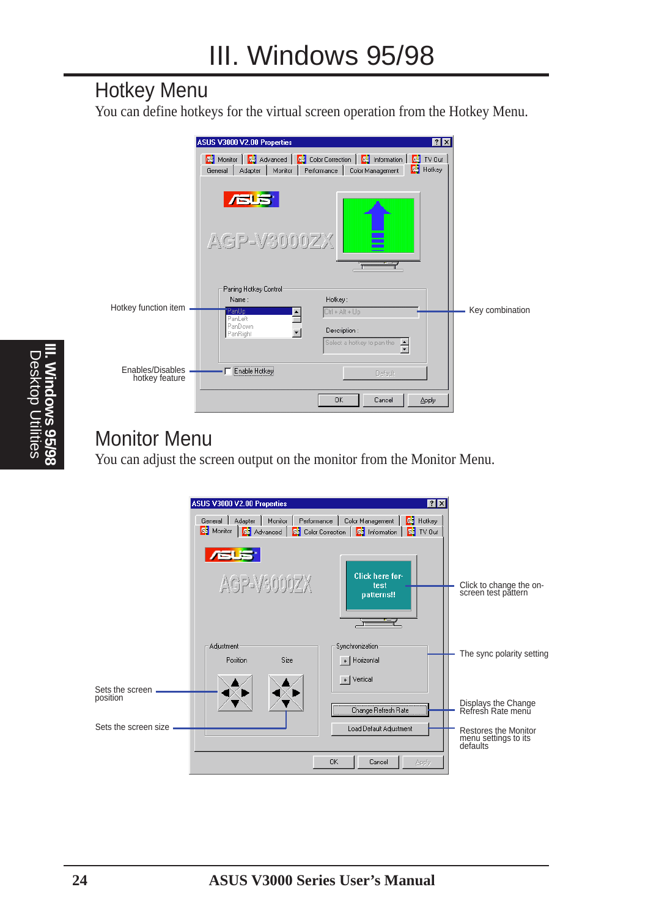# III. Windows 95/98

## Hotkey Menu

You can define hotkeys for the virtual screen operation from the Hotkey Menu.

Hotkey function item

Key combination

Enables/Disables hotkey feature

## Monitor Menu

You can adjust the screen output on the monitor from the Monitor Menu.

Click to change the on-screen test pattern

The sync polarity setting

Sets the screen position

Displays the Change Refresh Rate menu

Sets the screen size

Restores the Monitor menu settings to its defaults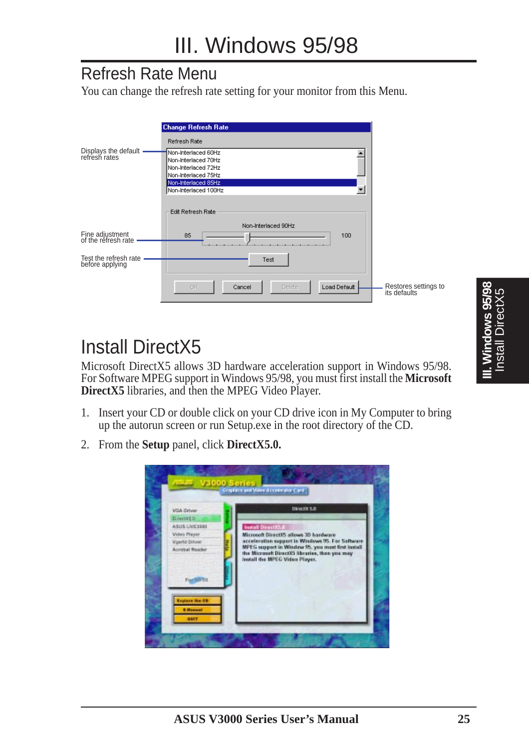## Refresh Rate Menu

You can change the refresh rate setting for your monitor from this Menu.

Displays the default refresh rates

Fine adjustment of the refresh rate

Test the refresh rate before applying

Restores settings to its defaults

## Install DirectX5

Microsoft DirectX5 allows 3D hardware acceleration support in Windows 95/98. For Software MPEG support in Windows 95/98, you must first install the **Microsoft DirectX5** libraries, and then the MPEG Video Player.

1. Insert your CD or double click on your CD drive icon in My Computer to bring up the autorun screen or run Setup.exe in the root directory of the CD.
2. From the **Setup** panel, click **DirectX5.0.**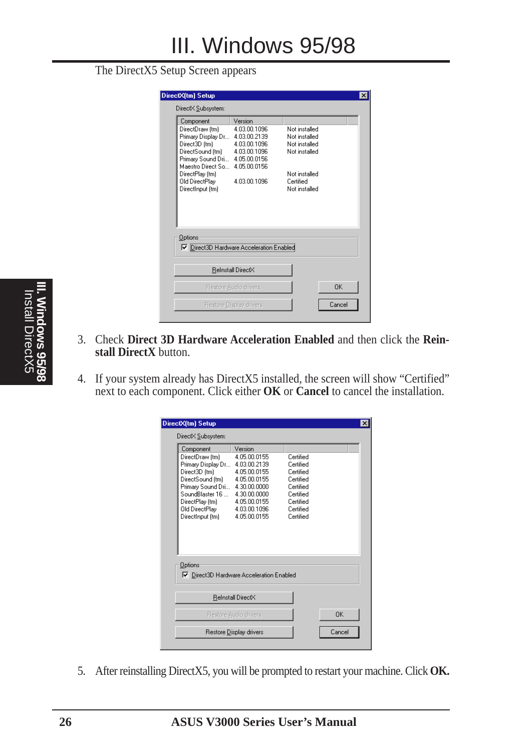The DirectX5 Setup Screen appears

| Component | Version | |
|---|---|---|
| DirectDraw (tm) | 4.03.00.1096 | Not installed |
| Primary Display Dr... | 4.03.00.2139 | Not installed |
| Direct3D (tm) | 4.03.00.1096 | Not installed |
| DirectSound (tm) | 4.03.00.1096 | Not installed |
| Primary Sound Dri... | 4.05.00.0156 | |
| Maestro Direct So... | 4.05.00.0156 | |
| DirectPlay (tm) | | Not installed |
| Old DirectPlay | 4.03.00.1096 | Certified |
| DirectInput (tm) | | Not installed |

3. Check **Direct 3D Hardware Acceleration Enabled** and then click the **Reinstall DirectX** button.

4. If your system already has DirectX5 installed, the screen will show “Certified” next to each component. Click either **OK** or **Cancel** to cancel the installation.

| Component | Version | |
|---|---|---|
| DirectDraw (tm) | 4.05.00.0155 | Certified |
| Primary Display Dr... | 4.03.00.2139 | Certified |
| Direct3D (tm) | 4.05.00.0155 | Certified |
| DirectSound (tm) | 4.05.00.0155 | Certified |
| Primary Sound Dri... | 4.30.00.0000 | Certified |
| SoundBlaster 16 ... | 4.30.00.0000 | Certified |
| DirectPlay (tm) | 4.05.00.0155 | Certified |
| Old DirectPlay | 4.03.00.1096 | Certified |
| DirectInput (tm) | 4.05.00.0155 | Certified |

5. After reinstalling DirectX5, you will be prompted to restart your machine. Click **OK.**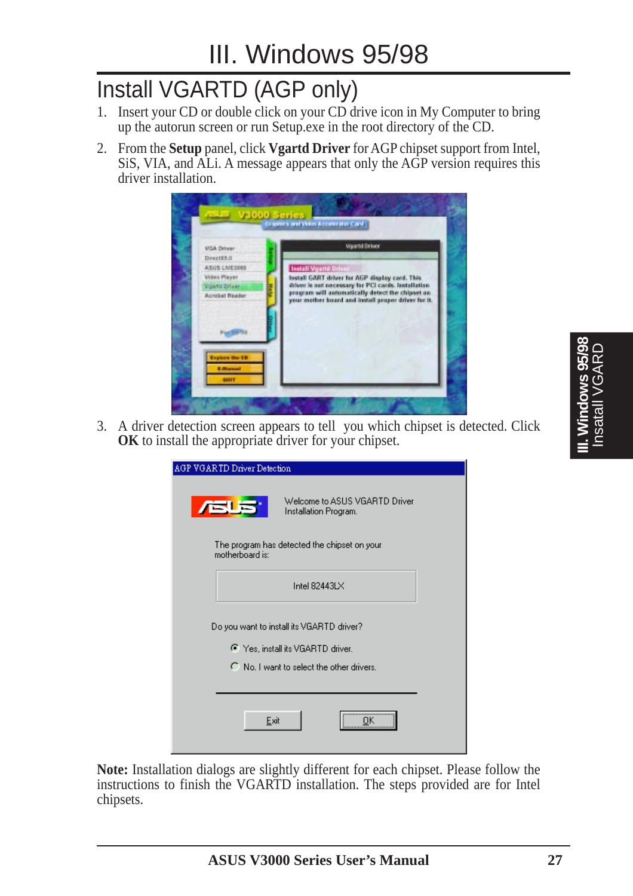// III. Windows 95/98

## Install VGARTD (AGP only)

1. Insert your CD or double click on your CD drive icon in My Computer to bring up the autorun screen or run Setup.exe in the root directory of the CD.
2. From the **Setup** panel, click **Vgartd Driver** for AGP chipset support from Intel, SiS, VIA, and ALi. A message appears that only the AGP version requires this driver installation.
3. A driver detection screen appears to tell you which chipset is detected. Click **OK** to install the appropriate driver for your chipset.

**Note:** Installation dialogs are slightly different for each chipset. Please follow the instructions to finish the VGARTD installation. The steps provided are for Intel chipsets.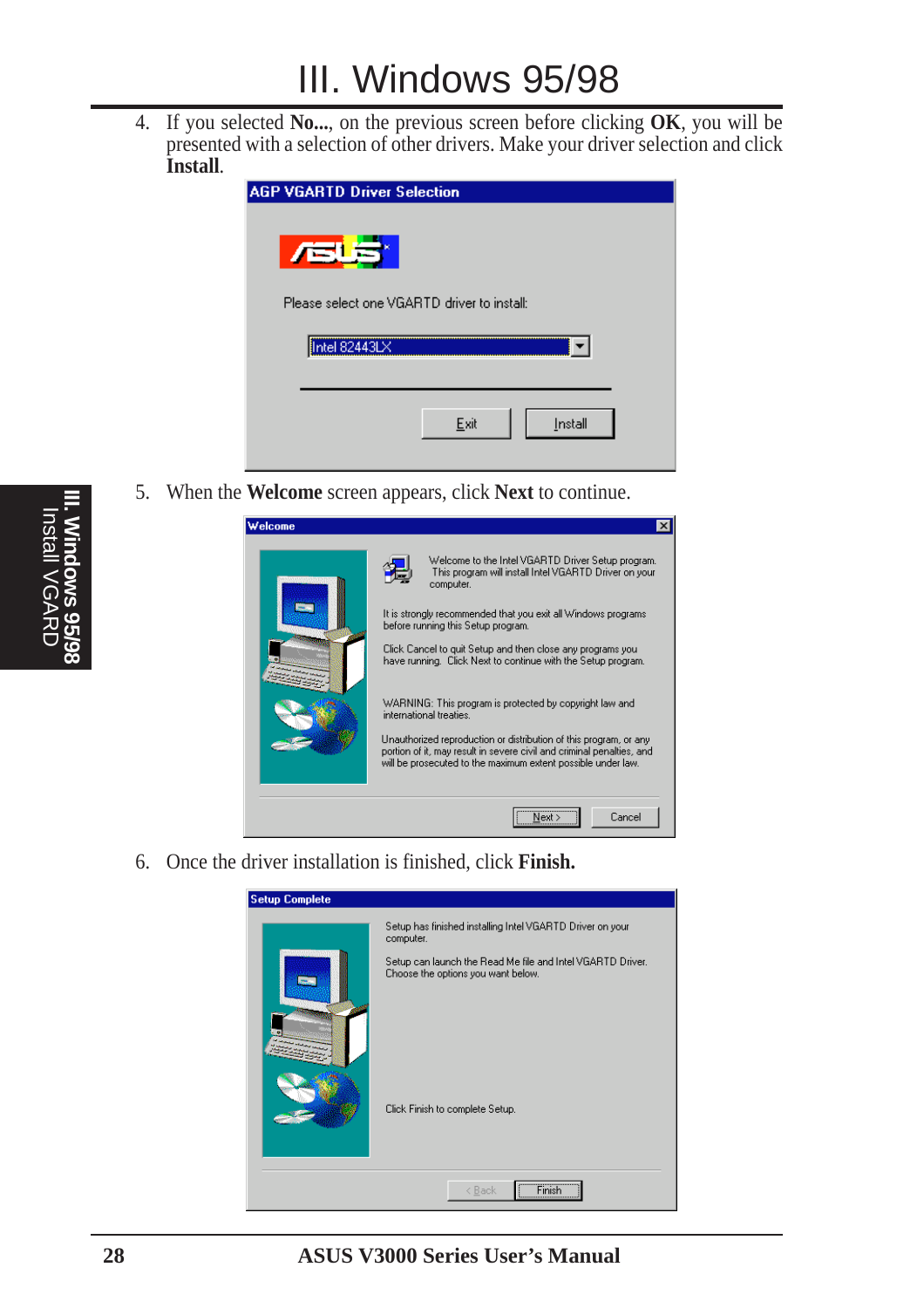# III. Windows 95/98

4. If you selected **No...**, on the previous screen before clicking **OK**, you will be presented with a selection of other drivers. Make your driver selection and click **Install**.

5. When the **Welcome** screen appears, click **Next** to continue.

6. Once the driver installation is finished, click **Finish.**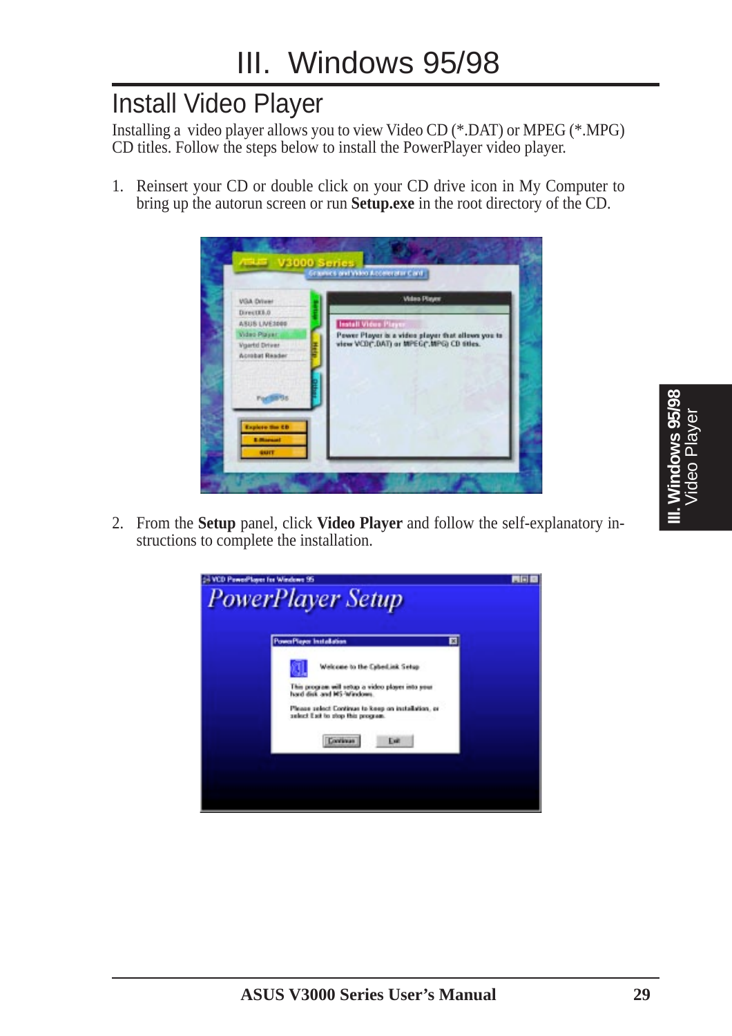# III. Windows 95/98

## Install Video Player

Installing a video player allows you to view Video CD (*.DAT) or MPEG (*.MPG) CD titles. Follow the steps below to install the PowerPlayer video player.

1. Reinsert your CD or double click on your CD drive icon in My Computer to bring up the autorun screen or run **Setup.exe** in the root directory of the CD.

2. From the **Setup** panel, click **Video Player** and follow the self-explanatory instructions to complete the installation.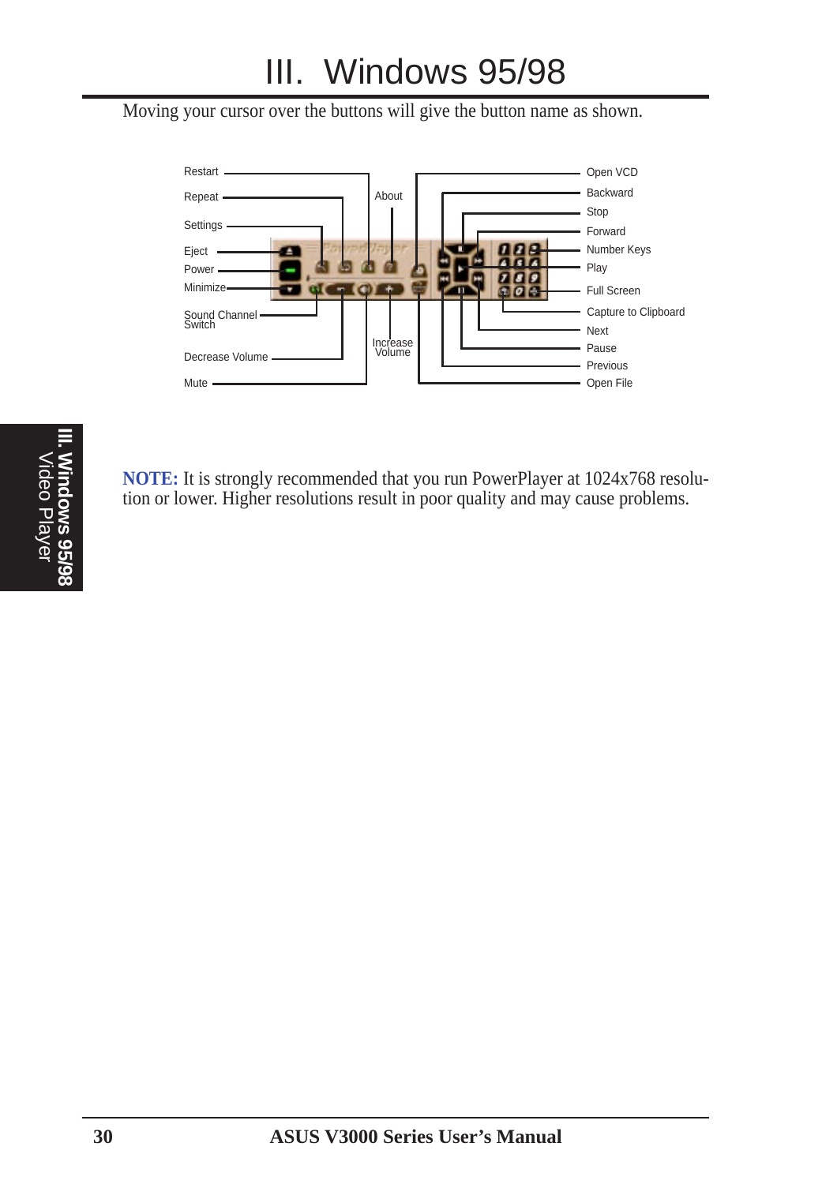# III. Windows 95/98

Moving your cursor over the buttons will give the button name as shown.

Restart

Repeat

Settings

Eject

Power

Minimize

Sound Channel Switch

Decrease Volume

Mute

About

Increase Volume

Open VCD

Backward

Stop

Forward

Number Keys

Play

Full Screen

Capture to Clipboard

Next

Pause

Previous

Open File

**NOTE:** It is strongly recommended that you run PowerPlayer at 1024x768 resolution or lower. Higher resolutions result in poor quality and may cause problems.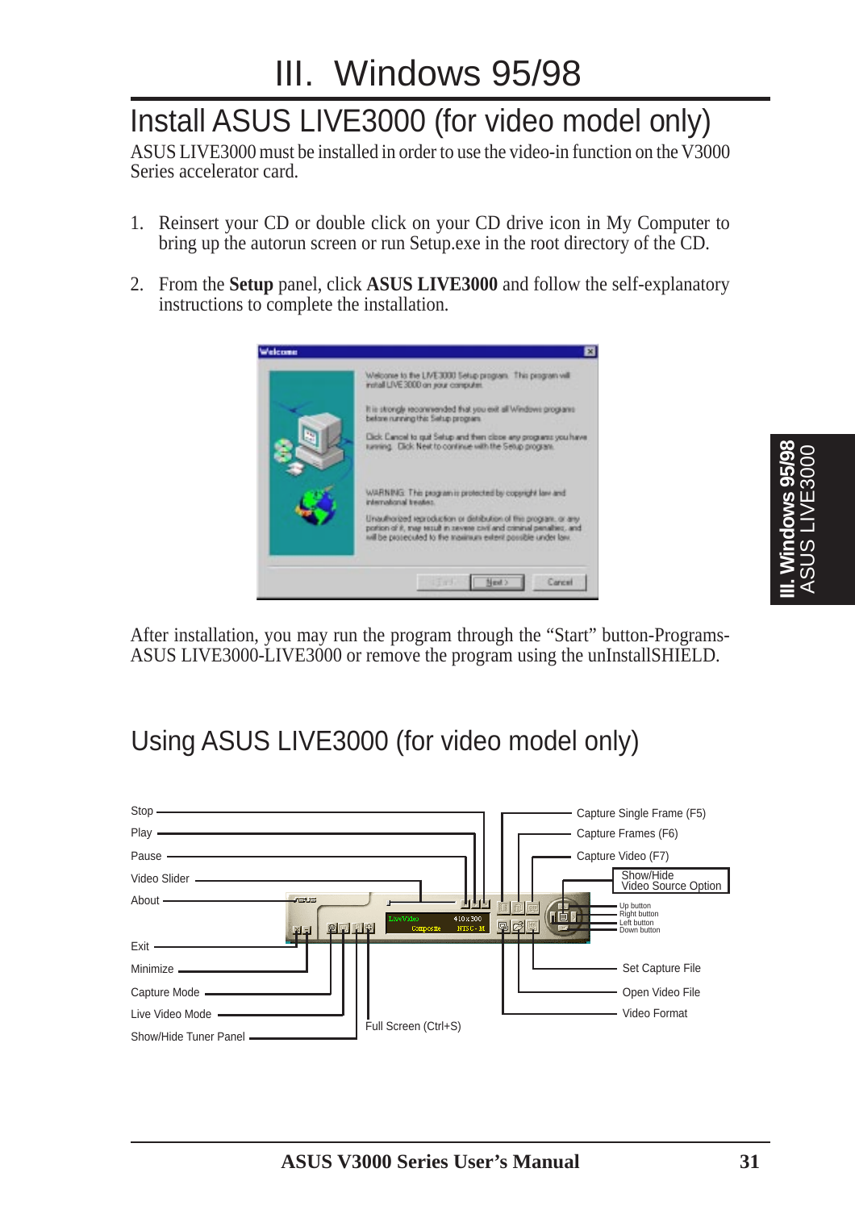# III. Windows 95/98

## Install ASUS LIVE3000 (for video model only)

ASUS LIVE3000 must be installed in order to use the video-in function on the V3000 Series accelerator card.

1. Reinsert your CD or double click on your CD drive icon in My Computer to bring up the autorun screen or run Setup.exe in the root directory of the CD.

2. From the **Setup** panel, click **ASUS LIVE3000** and follow the self-explanatory instructions to complete the installation.

After installation, you may run the program through the "Start" button-Programs-ASUS LIVE3000-LIVE3000 or remove the program using the unInstallSHIELD.

## Using ASUS LIVE3000 (for video model only)

Stop

Play

Pause

Video Slider

About

Exit

Minimize

Capture Mode

Live Video Mode

Show/Hide Tuner Panel

Full Screen (Ctrl+S)

Capture Single Frame (F5)

Capture Frames (F6)

Capture Video (F7)

Show/Hide Video Source Option

Up button

Right button

Left button

Down button

Set Capture File

Open Video File

Video Format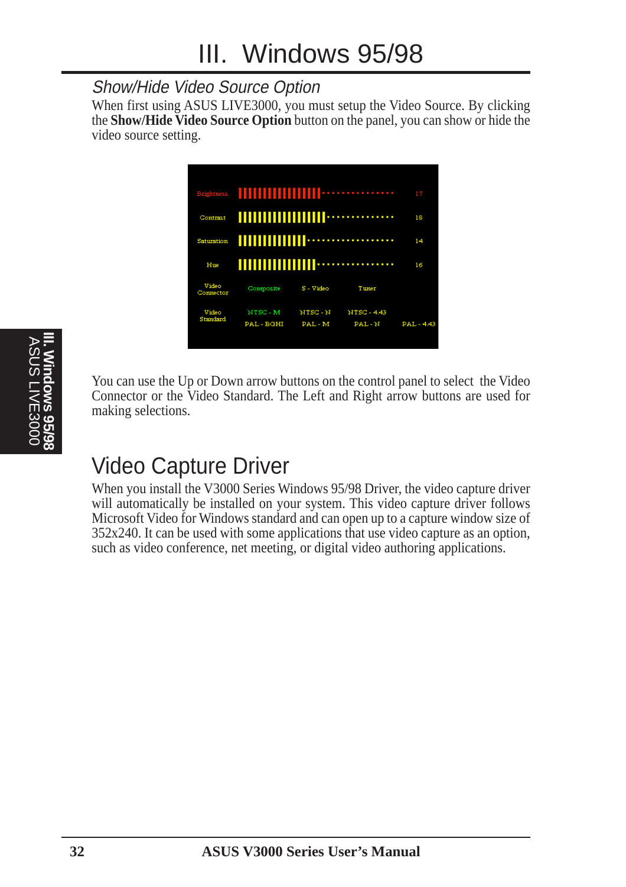## Show/Hide Video Source Option

When first using ASUS LIVE3000, you must setup the Video Source. By clicking the **Show/Hide Video Source Option** button on the panel, you can show or hide the video source setting.

| Brightness | 17 | | | |
|---|---|---|---|---|
| Contrast | 18 | | | |
| Saturation | 14 | | | |
| Hue | 16 | | | |
| Video Connector | Composite | S - Video | Tuner | |
| Video Standard | NTSC - M | NTSC - N | NTSC - 4.43 | |
| | PAL - BGHI | PAL - M | PAL - N | PAL - 4.43 |

You can use the Up or Down arrow buttons on the control panel to select the Video Connector or the Video Standard. The Left and Right arrow buttons are used for making selections.

# Video Capture Driver

When you install the V3000 Series Windows 95/98 Driver, the video capture driver will automatically be installed on your system. This video capture driver follows Microsoft Video for Windows standard and can open up to a capture window size of 352x240. It can be used with some applications that use video capture as an option, such as video conference, net meeting, or digital video authoring applications.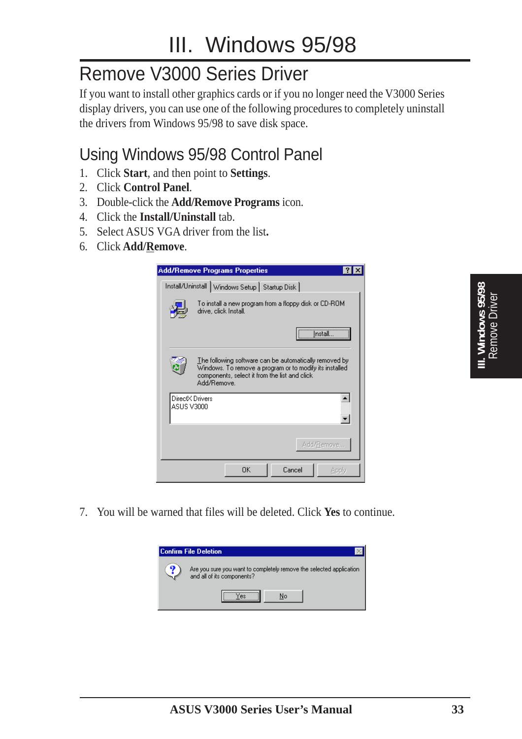# III. Windows 95/98

## Remove V3000 Series Driver

If you want to install other graphics cards or if you no longer need the V3000 Series display drivers, you can use one of the following procedures to completely uninstall the drivers from Windows 95/98 to save disk space.

### Using Windows 95/98 Control Panel

1. Click **Start**, and then point to **Settings**.
2. Click **Control Panel**.
3. Double-click the **Add/Remove Programs** icon.
4. Click the **Install/Uninstall** tab.
5. Select ASUS VGA driver from the list**.**
6. Click **Add/Remove**.

7. You will be warned that files will be deleted. Click **Yes** to continue.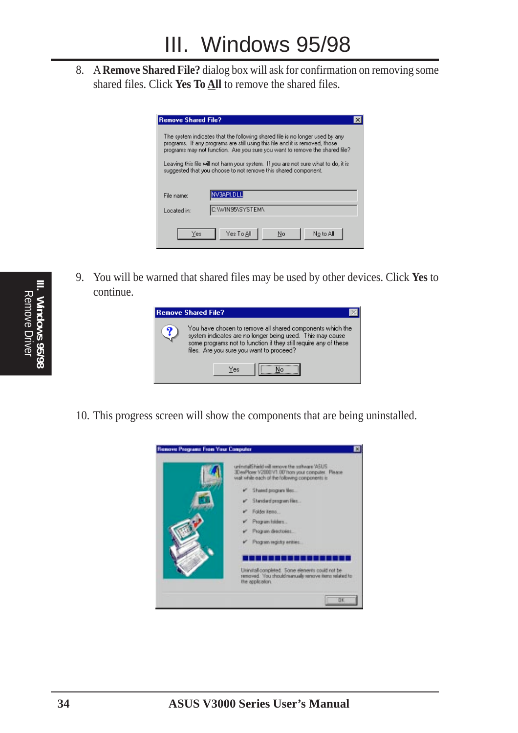8. A **Remove Shared File?** dialog box will ask for confirmation on removing some shared files. Click **Yes To All** to remove the shared files.

9. You will be warned that shared files may be used by other devices. Click **Yes** to continue.

10. This progress screen will show the components that are being uninstalled.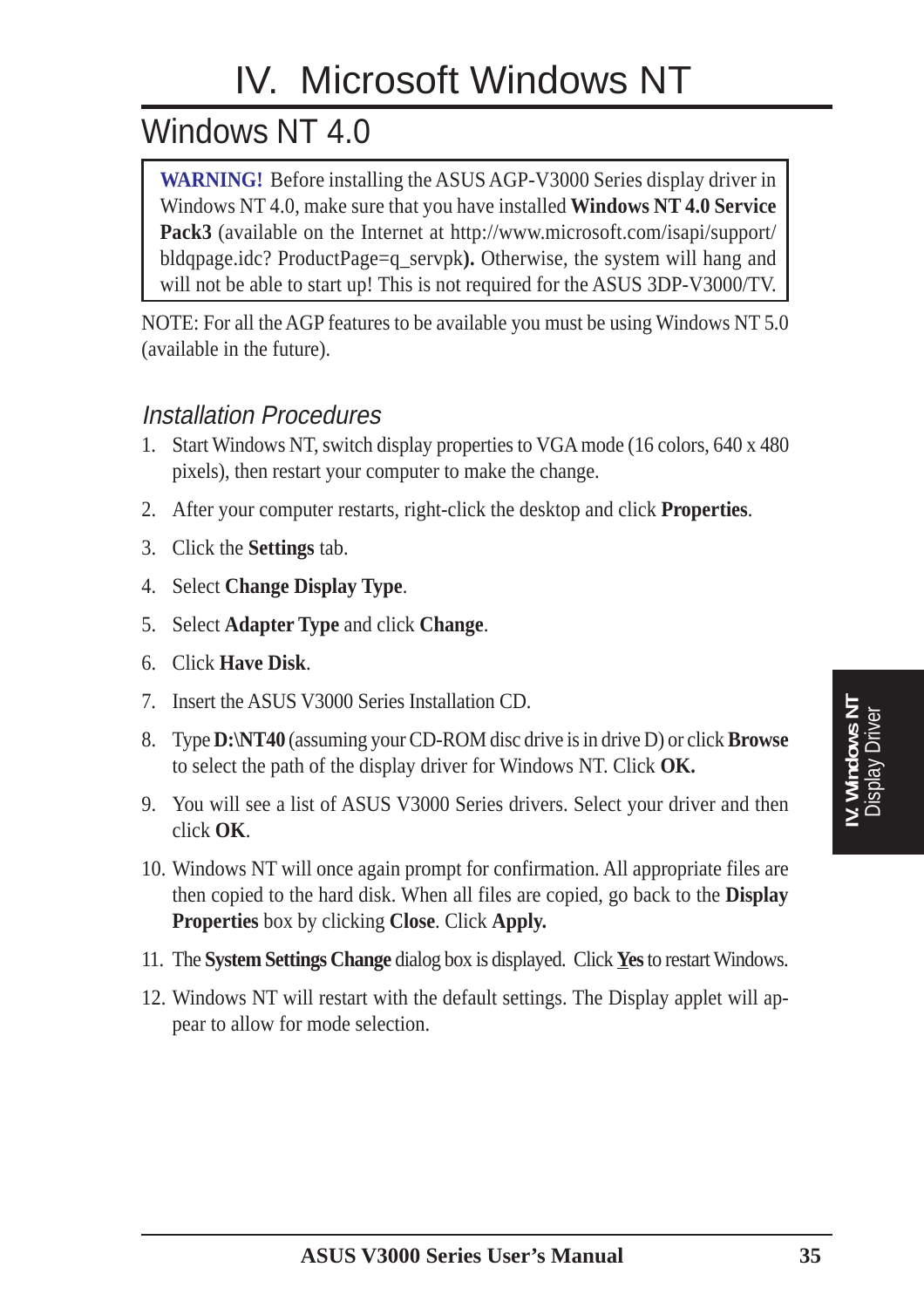# IV. Microsoft Windows NT

## Windows NT 4.0

> **WARNING!** Before installing the ASUS AGP-V3000 Series display driver in Windows NT 4.0, make sure that you have installed **Windows NT 4.0 Service Pack3** (available on the Internet at http://www.microsoft.com/isapi/support/bldqpage.idc? ProductPage=q_servpk**).** Otherwise, the system will hang and will not be able to start up! This is not required for the ASUS 3DP-V3000/TV.

NOTE: For all the AGP features to be available you must be using Windows NT 5.0 (available in the future).

### *Installation Procedures*

1. Start Windows NT, switch display properties to VGA mode (16 colors, 640 x 480 pixels), then restart your computer to make the change.
2. After your computer restarts, right-click the desktop and click **Properties**.
3. Click the **Settings** tab.
4. Select **Change Display Type**.
5. Select **Adapter Type** and click **Change**.
6. Click **Have Disk**.
7. Insert the ASUS V3000 Series Installation CD.
8. Type **D:\NT40** (assuming your CD-ROM disc drive is in drive D) or click **Browse** to select the path of the display driver for Windows NT. Click **OK.**
9. You will see a list of ASUS V3000 Series drivers. Select your driver and then click **OK**.
10. Windows NT will once again prompt for confirmation. All appropriate files are then copied to the hard disk. When all files are copied, go back to the **Display Properties** box by clicking **Close**. Click **Apply.**
11. The **System Settings Change** dialog box is displayed. Click **Yes** to restart Windows.
12. Windows NT will restart with the default settings. The Display applet will appear to allow for mode selection.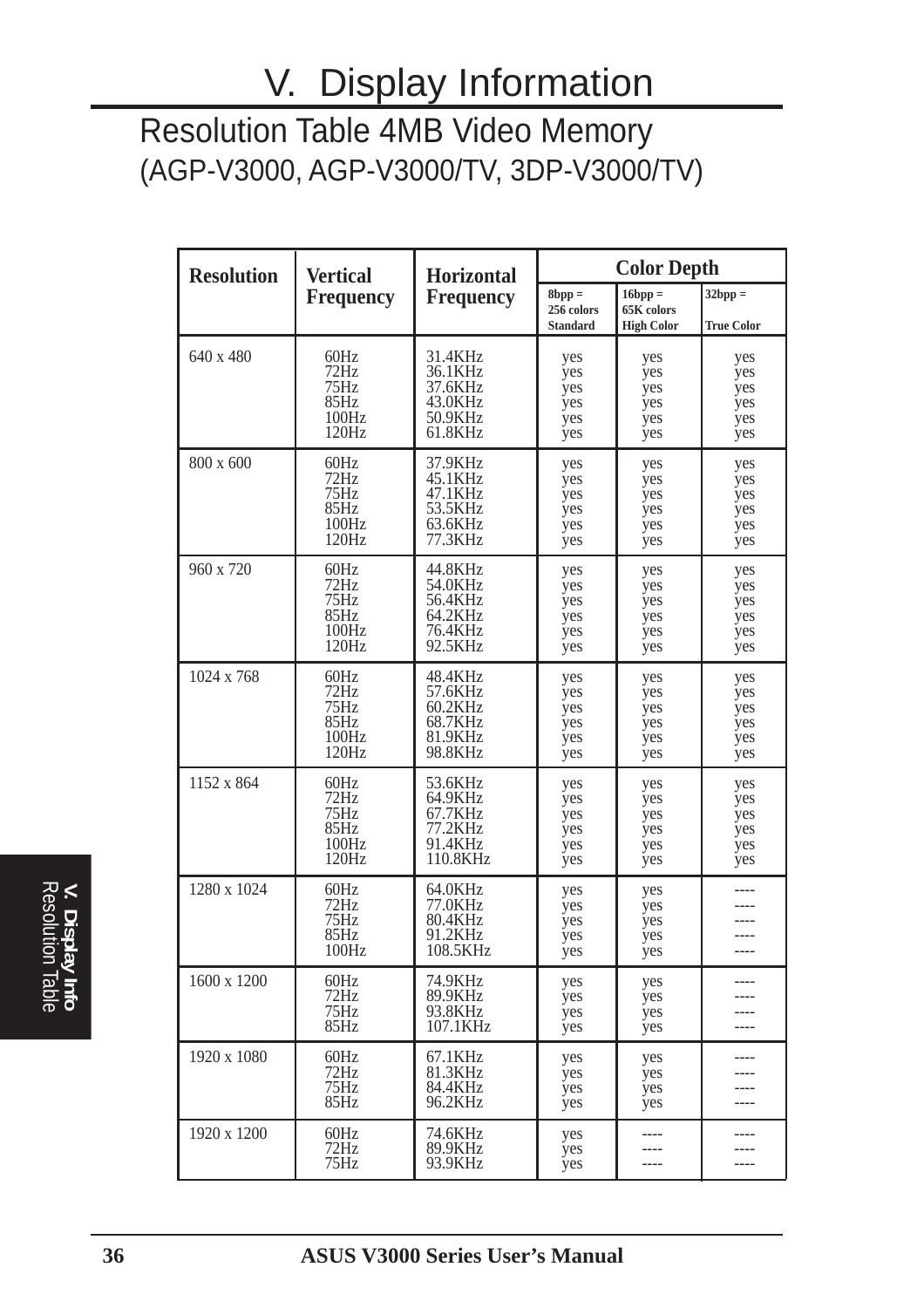# V. Display Information

## Resolution Table 4MB Video Memory
(AGP-V3000, AGP-V3000/TV, 3DP-V3000/TV)

| Resolution | Vertical Frequency | Horizontal Frequency | Color Depth | | |
|---|---|---|---|---|---|
| | | | 8bpp = 256 colors Standard | 16bpp = 65K colors High Color | 32bpp = True Color |
| 640 x 480 | 60Hz | 31.4KHz | yes | yes | yes |
| | 72Hz | 36.1KHz | yes | yes | yes |
| | 75Hz | 37.6KHz | yes | yes | yes |
| | 85Hz | 43.0KHz | yes | yes | yes |
| | 100Hz | 50.9KHz | yes | yes | yes |
| | 120Hz | 61.8KHz | yes | yes | yes |
| 800 x 600 | 60Hz | 37.9KHz | yes | yes | yes |
| | 72Hz | 45.1KHz | yes | yes | yes |
| | 75Hz | 47.1KHz | yes | yes | yes |
| | 85Hz | 53.5KHz | yes | yes | yes |
| | 100Hz | 63.6KHz | yes | yes | yes |
| | 120Hz | 77.3KHz | yes | yes | yes |
| 960 x 720 | 60Hz | 44.8KHz | yes | yes | yes |
| | 72Hz | 54.0KHz | yes | yes | yes |
| | 75Hz | 56.4KHz | yes | yes | yes |
| | 85Hz | 64.2KHz | yes | yes | yes |
| | 100Hz | 76.4KHz | yes | yes | yes |
| | 120Hz | 92.5KHz | yes | yes | yes |
| 1024 x 768 | 60Hz | 48.4KHz | yes | yes | yes |
| | 72Hz | 57.6KHz | yes | yes | yes |
| | 75Hz | 60.2KHz | yes | yes | yes |
| | 85Hz | 68.7KHz | yes | yes | yes |
| | 100Hz | 81.9KHz | yes | yes | yes |
| | 120Hz | 98.8KHz | yes | yes | yes |
| 1152 x 864 | 60Hz | 53.6KHz | yes | yes | yes |
| | 72Hz | 64.9KHz | yes | yes | yes |
| | 75Hz | 67.7KHz | yes | yes | yes |
| | 85Hz | 77.2KHz | yes | yes | yes |
| | 100Hz | 91.4KHz | yes | yes | yes |
| | 120Hz | 110.8KHz | yes | yes | yes |
| 1280 x 1024 | 60Hz | 64.0KHz | yes | yes | ---- |
| | 72Hz | 77.0KHz | yes | yes | ---- |
| | 75Hz | 80.4KHz | yes | yes | ---- |
| | 85Hz | 91.2KHz | yes | yes | ---- |
| | 100Hz | 108.5KHz | yes | yes | ---- |
| 1600 x 1200 | 60Hz | 74.9KHz | yes | yes | ---- |
| | 72Hz | 89.9KHz | yes | yes | ---- |
| | 75Hz | 93.8KHz | yes | yes | ---- |
| | 85Hz | 107.1KHz | yes | yes | ---- |
| 1920 x 1080 | 60Hz | 67.1KHz | yes | yes | ---- |
| | 72Hz | 81.3KHz | yes | yes | ---- |
| | 75Hz | 84.4KHz | yes | yes | ---- |
| | 85Hz | 96.2KHz | yes | yes | ---- |
| 1920 x 1200 | 60Hz | 74.6KHz | yes | ---- | ---- |
| | 72Hz | 89.9KHz | yes | ---- | ---- |
| | 75Hz | 93.9KHz | yes | ---- | ---- |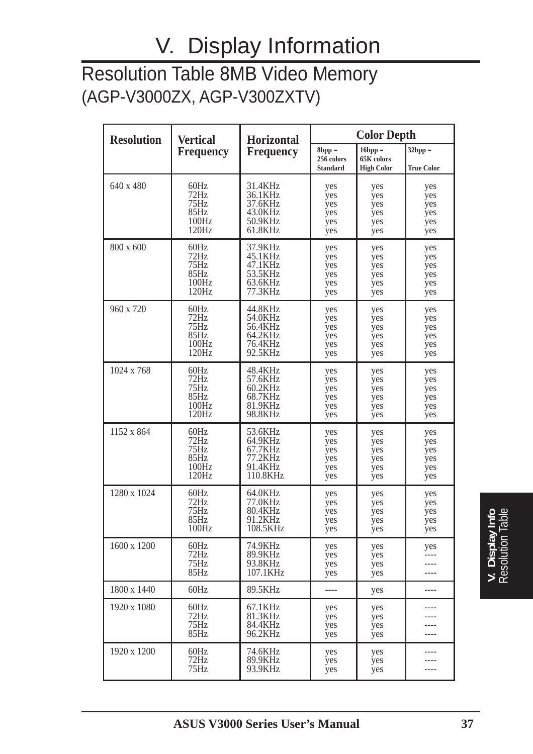# V. Display Information

## Resolution Table 8MB Video Memory

(AGP-V3000ZX, AGP-V300ZXTV)

| Resolution | Vertical Frequency | Horizontal Frequency | Color Depth | | |
|---|---|---|---|---|---|
| | | | 8bpp = 256 colors Standard | 16bpp = 65K colors High Color | 32bpp = True Color |
| 640 x 480 | 60Hz | 31.4KHz | yes | yes | yes |
| | 72Hz | 36.1KHz | yes | yes | yes |
| | 75Hz | 37.6KHz | yes | yes | yes |
| | 85Hz | 43.0KHz | yes | yes | yes |
| | 100Hz | 50.9KHz | yes | yes | yes |
| | 120Hz | 61.8KHz | yes | yes | yes |
| 800 x 600 | 60Hz | 37.9KHz | yes | yes | yes |
| | 72Hz | 45.1KHz | yes | yes | yes |
| | 75Hz | 47.1KHz | yes | yes | yes |
| | 85Hz | 53.5KHz | yes | yes | yes |
| | 100Hz | 63.6KHz | yes | yes | yes |
| | 120Hz | 77.3KHz | yes | yes | yes |
| 960 x 720 | 60Hz | 44.8KHz | yes | yes | yes |
| | 72Hz | 54.0KHz | yes | yes | yes |
| | 75Hz | 56.4KHz | yes | yes | yes |
| | 85Hz | 64.2KHz | yes | yes | yes |
| | 100Hz | 76.4KHz | yes | yes | yes |
| | 120Hz | 92.5KHz | yes | yes | yes |
| 1024 x 768 | 60Hz | 48.4KHz | yes | yes | yes |
| | 72Hz | 57.6KHz | yes | yes | yes |
| | 75Hz | 60.2KHz | yes | yes | yes |
| | 85Hz | 68.7KHz | yes | yes | yes |
| | 100Hz | 81.9KHz | yes | yes | yes |
| | 120Hz | 98.8KHz | yes | yes | yes |
| 1152 x 864 | 60Hz | 53.6KHz | yes | yes | yes |
| | 72Hz | 64.9KHz | yes | yes | yes |
| | 75Hz | 67.7KHz | yes | yes | yes |
| | 85Hz | 77.2KHz | yes | yes | yes |
| | 100Hz | 91.4KHz | yes | yes | yes |
| | 120Hz | 110.8KHz | yes | yes | yes |
| 1280 x 1024 | 60Hz | 64.0KHz | yes | yes | yes |
| | 72Hz | 77.0KHz | yes | yes | yes |
| | 75Hz | 80.4KHz | yes | yes | yes |
| | 85Hz | 91.2KHz | yes | yes | yes |
| | 100Hz | 108.5KHz | yes | yes | yes |
| 1600 x 1200 | 60Hz | 74.9KHz | yes | yes | yes |
| | 72Hz | 89.9KHz | yes | yes | ---- |
| | 75Hz | 93.8KHz | yes | yes | ---- |
| | 85Hz | 107.1KHz | yes | yes | ---- |
| 1800 x 1440 | 60Hz | 89.5KHz | ---- | yes | ---- |
| 1920 x 1080 | 60Hz | 67.1KHz | yes | yes | ---- |
| | 72Hz | 81.3KHz | yes | yes | ---- |
| | 75Hz | 84.4KHz | yes | yes | ---- |
| | 85Hz | 96.2KHz | yes | yes | ---- |
| 1920 x 1200 | 60Hz | 74.6KHz | yes | yes | ---- |
| | 72Hz | 89.9KHz | yes | yes | ---- |
| | 75Hz | 93.9KHz | yes | yes | ---- |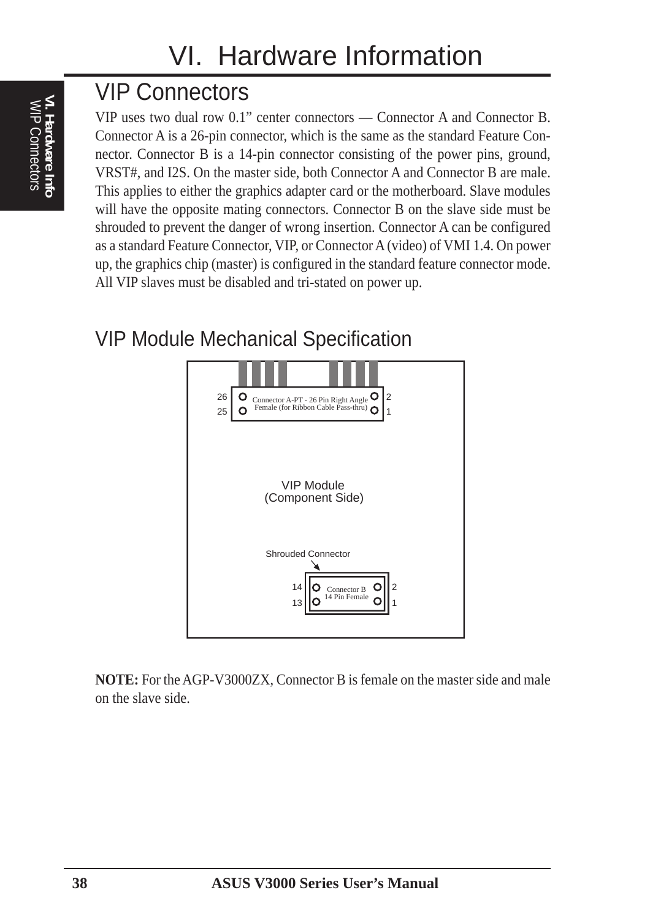# VI. Hardware Information

## VIP Connectors

VIP uses two dual row 0.1" center connectors — Connector A and Connector B. Connector A is a 26-pin connector, which is the same as the standard Feature Connector. Connector B is a 14-pin connector consisting of the power pins, ground, VRST#, and I2S. On the master side, both Connector A and Connector B are male. This applies to either the graphics adapter card or the motherboard. Slave modules will have the opposite mating connectors. Connector B on the slave side must be shrouded to prevent the danger of wrong insertion. Connector A can be configured as a standard Feature Connector, VIP, or Connector A (video) of VMI 1.4. On power up, the graphics chip (master) is configured in the standard feature connector mode. All VIP slaves must be disabled and tri-stated on power up.

## VIP Module Mechanical Specification

26 Connector A-PT - 26 Pin Right Angle 2
25 Female (for Ribbon Cable Pass-thru) 1

VIP Module
(Component Side)

Shrouded Connector

14 Connector B 2
13 14 Pin Female 1

**NOTE:** For the AGP-V3000ZX, Connector B is female on the master side and male on the slave side.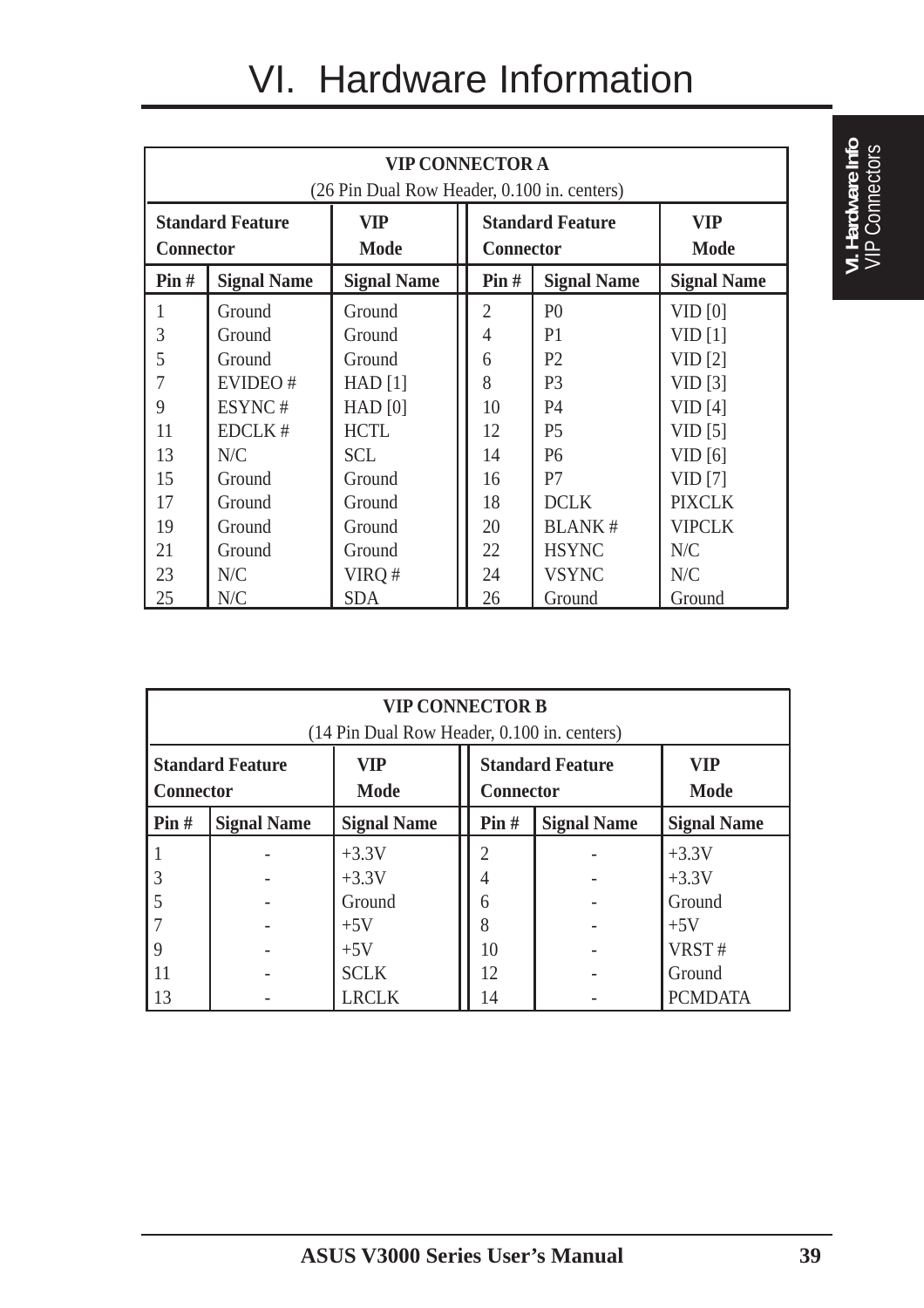# VI. Hardware Information

| VIP CONNECTOR A (26 Pin Dual Row Header, 0.100 in. centers) | | | | | |
|---|---|---|---|---|---|
| **Standard Feature Connector** | | **VIP Mode** | **Standard Feature Connector** | | **VIP Mode** |
| **Pin #** | **Signal Name** | **Signal Name** | **Pin #** | **Signal Name** | **Signal Name** |
| 1 | Ground | Ground | 2 | P0 | VID [0] |
| 3 | Ground | Ground | 4 | P1 | VID [1] |
| 5 | Ground | Ground | 6 | P2 | VID [2] |
| 7 | EVIDEO # | HAD [1] | 8 | P3 | VID [3] |
| 9 | ESYNC # | HAD [0] | 10 | P4 | VID [4] |
| 11 | EDCLK # | HCTL | 12 | P5 | VID [5] |
| 13 | N/C | SCL | 14 | P6 | VID [6] |
| 15 | Ground | Ground | 16 | P7 | VID [7] |
| 17 | Ground | Ground | 18 | DCLK | PIXCLK |
| 19 | Ground | Ground | 20 | BLANK # | VIPCLK |
| 21 | Ground | Ground | 22 | HSYNC | N/C |
| 23 | N/C | VIRQ # | 24 | VSYNC | N/C |
| 25 | N/C | SDA | 26 | Ground | Ground |

| VIP CONNECTOR B (14 Pin Dual Row Header, 0.100 in. centers) | | | | | |
|---|---|---|---|---|---|
| **Standard Feature Connector** | | **VIP Mode** | **Standard Feature Connector** | | **VIP Mode** |
| **Pin #** | **Signal Name** | **Signal Name** | **Pin #** | **Signal Name** | **Signal Name** |
| 1 | - | +3.3V | 2 | - | +3.3V |
| 3 | - | +3.3V | 4 | - | +3.3V |
| 5 | - | Ground | 6 | - | Ground |
| 7 | - | +5V | 8 | - | +5V |
| 9 | - | +5V | 10 | - | VRST # |
| 11 | - | SCLK | 12 | - | Ground |
| 13 | - | LRCLK | 14 | - | PCMDATA |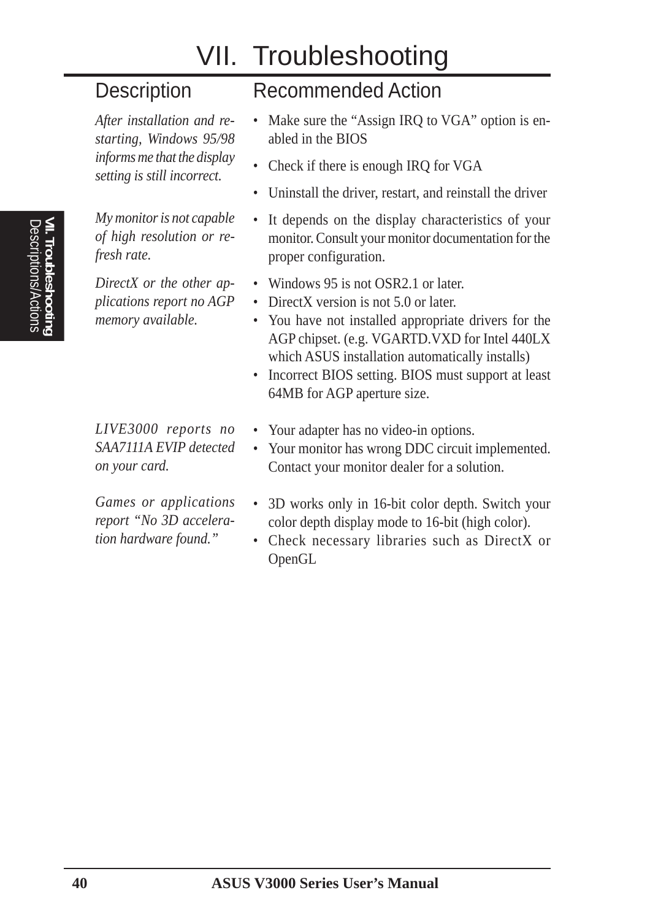# VII. Troubleshooting

| Description | Recommended Action |
| --- | --- |
| *After installation and re-starting, Windows 95/98 informs me that the display setting is still incorrect.* | • Make sure the “Assign IRQ to VGA” option is enabled in the BIOS<br>• Check if there is enough IRQ for VGA<br>• Uninstall the driver, restart, and reinstall the driver |
| *My monitor is not capable of high resolution or refresh rate.* | • It depends on the display characteristics of your monitor. Consult your monitor documentation for the proper configuration. |
| *DirectX or the other applications report no AGP memory available.* | • Windows 95 is not OSR2.1 or later.<br>• DirectX version is not 5.0 or later.<br>• You have not installed appropriate drivers for the AGP chipset. (e.g. VGARTD.VXD for Intel 440LX which ASUS installation automatically installs)<br>• Incorrect BIOS setting. BIOS must support at least 64MB for AGP aperture size. |
| *LIVE3000 reports no SAA7111A EVIP detected on your card.* | • Your adapter has no video-in options.<br>• Your monitor has wrong DDC circuit implemented. Contact your monitor dealer for a solution. |
| *Games or applications report “No 3D acceleration hardware found.”* | • 3D works only in 16-bit color depth. Switch your color depth display mode to 16-bit (high color).<br>• Check necessary libraries such as DirectX or OpenGL |